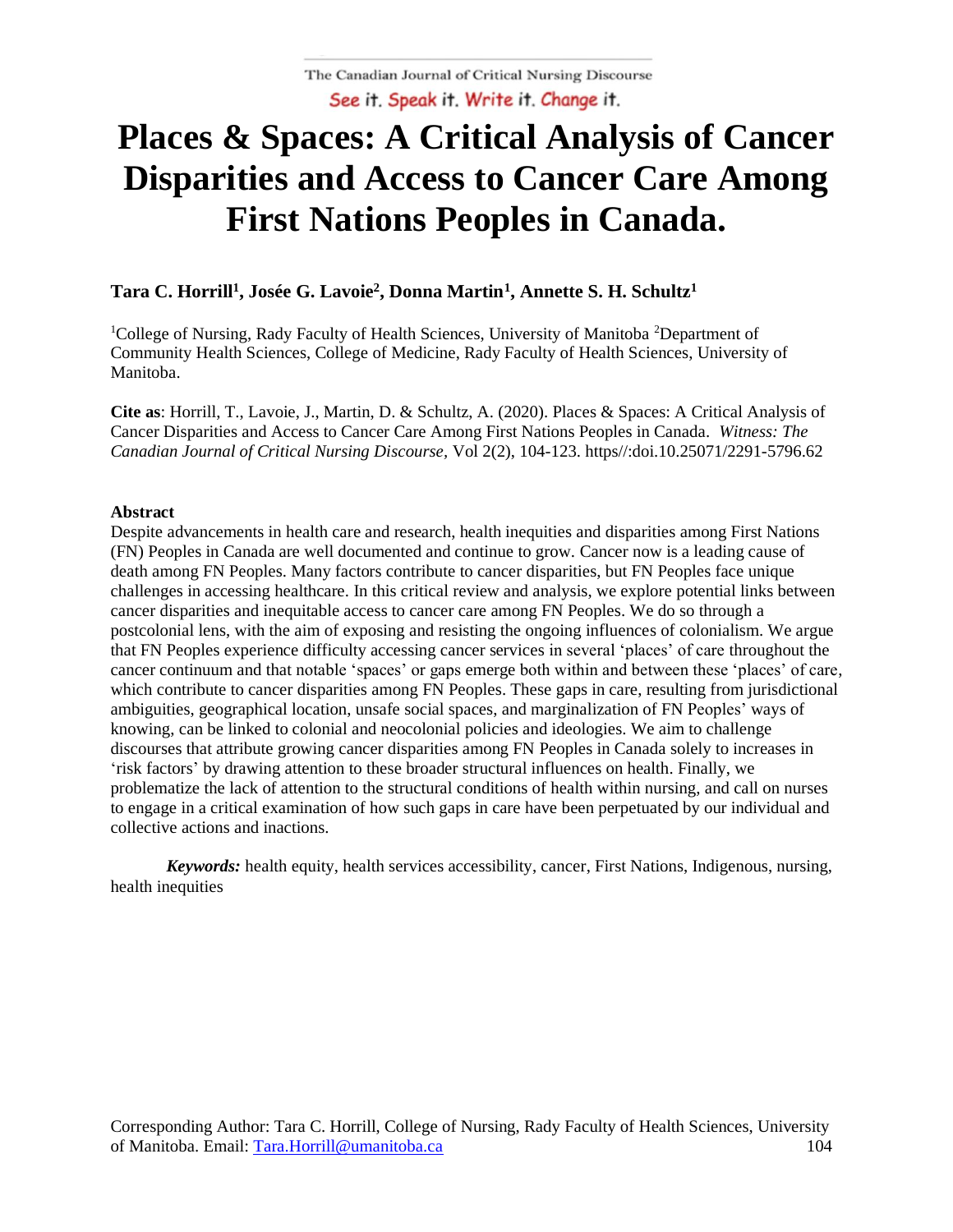# Places & Spaces: A Critical Analysis of Cancer Disparities and Access to Cancer Care Among First Nations Peoples in Canada.

**Tara C. Horrill[1], Josée G. Lavoie[2], Donna Martin[1], Annette S. H. Schultz[1]**

[1]College of Nursing, Rady Faculty of Health Sciences, University of Manitoba [2]Department of Community Health Sciences, College of Medicine, Rady Faculty of Health Sciences, University of Manitoba.

**Cite as**: Horrill, T., Lavoie, J., Martin, D. & Schultz, A. (2020). Places & Spaces: A Critical Analysis of Cancer Disparities and Access to Cancer Care Among First Nations Peoples in Canada. *Witness: The Canadian Journal of Critical Nursing Discourse*, Vol 2(2), 104-123. https//:doi.10.25071/2291-5796.62

**Abstract**

Despite advancements in health care and research, health inequities and disparities among First Nations (FN) Peoples in Canada are well documented and continue to grow. Cancer now is a leading cause of death among FN Peoples. Many factors contribute to cancer disparities, but FN Peoples face unique challenges in accessing healthcare. In this critical review and analysis, we explore potential links between cancer disparities and inequitable access to cancer care among FN Peoples. We do so through a postcolonial lens, with the aim of exposing and resisting the ongoing influences of colonialism. We argue that FN Peoples experience difficulty accessing cancer services in several 'places' of care throughout the cancer continuum and that notable 'spaces' or gaps emerge both within and between these 'places' of care, which contribute to cancer disparities among FN Peoples. These gaps in care, resulting from jurisdictional ambiguities, geographical location, unsafe social spaces, and marginalization of FN Peoples' ways of knowing, can be linked to colonial and neocolonial policies and ideologies. We aim to challenge discourses that attribute growing cancer disparities among FN Peoples in Canada solely to increases in 'risk factors' by drawing attention to these broader structural influences on health. Finally, we problematize the lack of attention to the structural conditions of health within nursing, and call on nurses to engage in a critical examination of how such gaps in care have been perpetuated by our individual and collective actions and inactions.

*Keywords:* health equity, health services accessibility, cancer, First Nations, Indigenous, nursing, health inequities

Corresponding Author: Tara C. Horrill, College of Nursing, Rady Faculty of Health Sciences, University of Manitoba. Email: Tara.Horrill@umanitoba.ca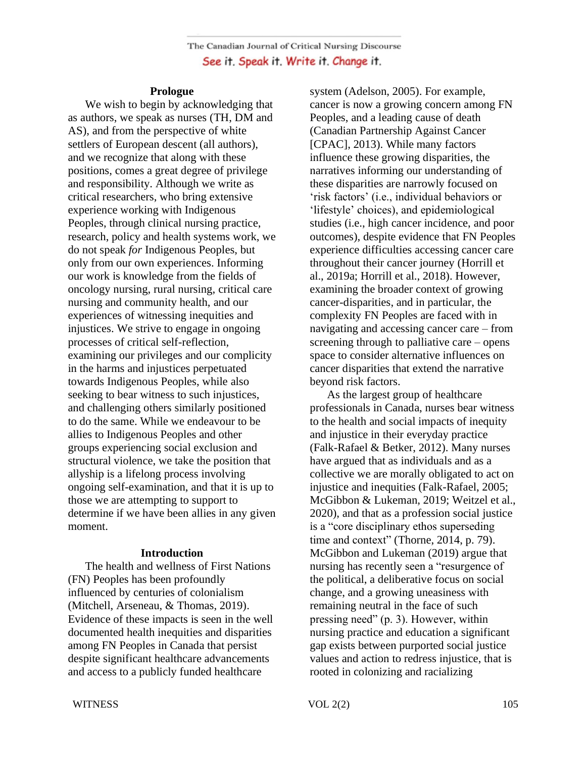## Prologue

We wish to begin by acknowledging that as authors, we speak as nurses (TH, DM and AS), and from the perspective of white settlers of European descent (all authors), and we recognize that along with these positions, comes a great degree of privilege and responsibility. Although we write as critical researchers, who bring extensive experience working with Indigenous Peoples, through clinical nursing practice, research, policy and health systems work, we do not speak *for* Indigenous Peoples, but only from our own experiences. Informing our work is knowledge from the fields of oncology nursing, rural nursing, critical care nursing and community health, and our experiences of witnessing inequities and injustices. We strive to engage in ongoing processes of critical self-reflection, examining our privileges and our complicity in the harms and injustices perpetuated towards Indigenous Peoples, while also seeking to bear witness to such injustices, and challenging others similarly positioned to do the same. While we endeavour to be allies to Indigenous Peoples and other groups experiencing social exclusion and structural violence, we take the position that allyship is a lifelong process involving ongoing self-examination, and that it is up to those we are attempting to support to determine if we have been allies in any given moment.

## Introduction

The health and wellness of First Nations (FN) Peoples has been profoundly influenced by centuries of colonialism (Mitchell, Arseneau, & Thomas, 2019). Evidence of these impacts is seen in the well documented health inequities and disparities among FN Peoples in Canada that persist despite significant healthcare advancements and access to a publicly funded healthcare system (Adelson, 2005). For example, cancer is now a growing concern among FN Peoples, and a leading cause of death (Canadian Partnership Against Cancer [CPAC], 2013). While many factors influence these growing disparities, the narratives informing our understanding of these disparities are narrowly focused on 'risk factors' (i.e., individual behaviors or 'lifestyle' choices), and epidemiological studies (i.e., high cancer incidence, and poor outcomes), despite evidence that FN Peoples experience difficulties accessing cancer care throughout their cancer journey (Horrill et al., 2019a; Horrill et al., 2018). However, examining the broader context of growing cancer-disparities, and in particular, the complexity FN Peoples are faced with in navigating and accessing cancer care – from screening through to palliative care – opens space to consider alternative influences on cancer disparities that extend the narrative beyond risk factors.

As the largest group of healthcare professionals in Canada, nurses bear witness to the health and social impacts of inequity and injustice in their everyday practice (Falk-Rafael & Betker, 2012). Many nurses have argued that as individuals and as a collective we are morally obligated to act on injustice and inequities (Falk-Rafael, 2005; McGibbon & Lukeman, 2019; Weitzel et al., 2020), and that as a profession social justice is a "core disciplinary ethos superseding time and context" (Thorne, 2014, p. 79). McGibbon and Lukeman (2019) argue that nursing has recently seen a "resurgence of the political, a deliberative focus on social change, and a growing uneasiness with remaining neutral in the face of such pressing need" (p. 3). However, within nursing practice and education a significant gap exists between purported social justice values and action to redress injustice, that is rooted in colonizing and racializing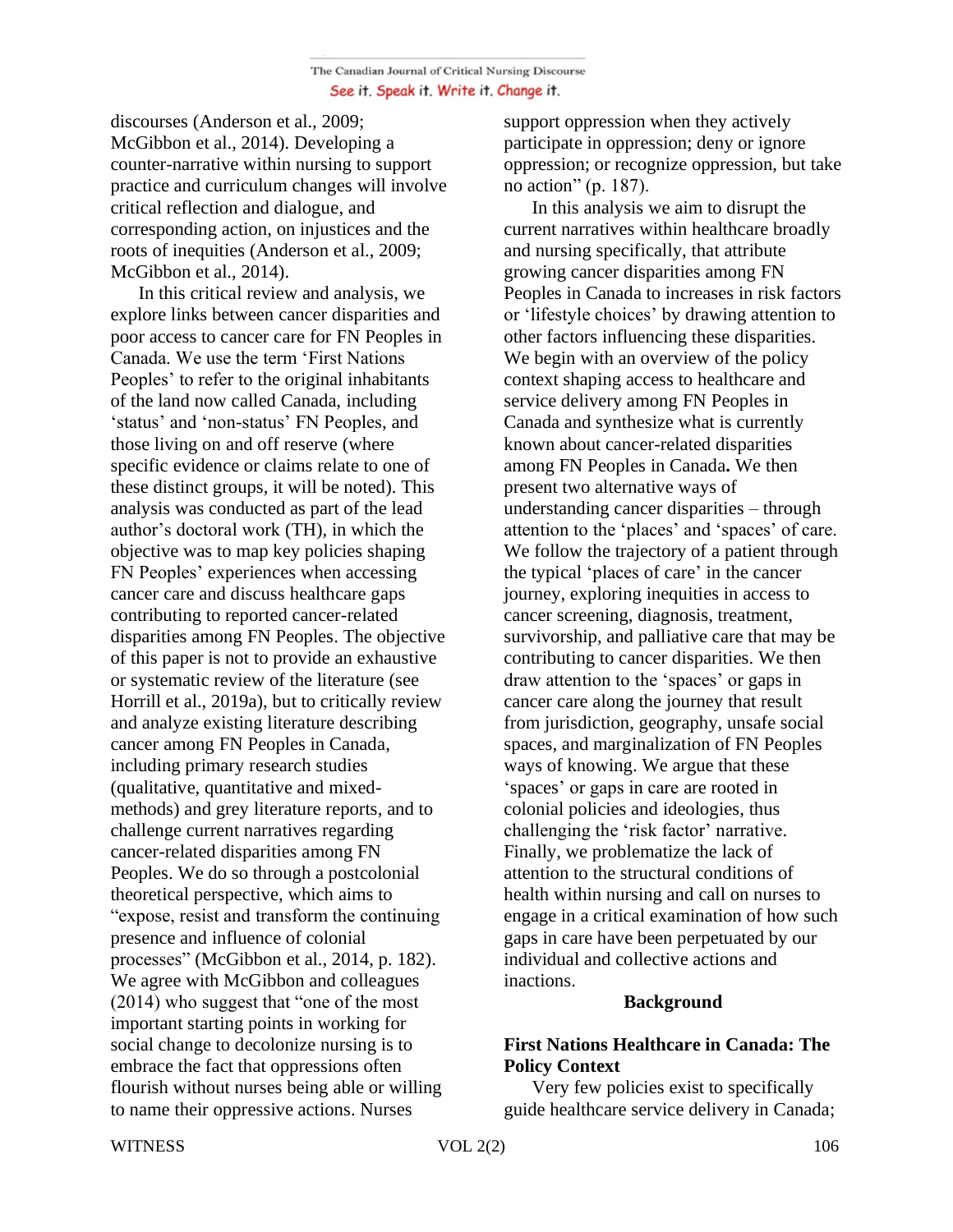discourses (Anderson et al., 2009; McGibbon et al., 2014). Developing a counter-narrative within nursing to support practice and curriculum changes will involve critical reflection and dialogue, and corresponding action, on injustices and the roots of inequities (Anderson et al., 2009; McGibbon et al., 2014).

In this critical review and analysis, we explore links between cancer disparities and poor access to cancer care for FN Peoples in Canada. We use the term 'First Nations Peoples' to refer to the original inhabitants of the land now called Canada, including 'status' and 'non-status' FN Peoples, and those living on and off reserve (where specific evidence or claims relate to one of these distinct groups, it will be noted). This analysis was conducted as part of the lead author's doctoral work (TH), in which the objective was to map key policies shaping FN Peoples' experiences when accessing cancer care and discuss healthcare gaps contributing to reported cancer-related disparities among FN Peoples. The objective of this paper is not to provide an exhaustive or systematic review of the literature (see Horrill et al., 2019a), but to critically review and analyze existing literature describing cancer among FN Peoples in Canada, including primary research studies (qualitative, quantitative and mixed-methods) and grey literature reports, and to challenge current narratives regarding cancer-related disparities among FN Peoples. We do so through a postcolonial theoretical perspective, which aims to "expose, resist and transform the continuing presence and influence of colonial processes" (McGibbon et al., 2014, p. 182). We agree with McGibbon and colleagues (2014) who suggest that "one of the most important starting points in working for social change to decolonize nursing is to embrace the fact that oppressions often flourish without nurses being able or willing to name their oppressive actions. Nurses support oppression when they actively participate in oppression; deny or ignore oppression; or recognize oppression, but take no action" (p. 187).

In this analysis we aim to disrupt the current narratives within healthcare broadly and nursing specifically, that attribute growing cancer disparities among FN Peoples in Canada to increases in risk factors or 'lifestyle choices' by drawing attention to other factors influencing these disparities. We begin with an overview of the policy context shaping access to healthcare and service delivery among FN Peoples in Canada and synthesize what is currently known about cancer-related disparities among FN Peoples in Canada**.** We then present two alternative ways of understanding cancer disparities – through attention to the 'places' and 'spaces' of care. We follow the trajectory of a patient through the typical 'places of care' in the cancer journey, exploring inequities in access to cancer screening, diagnosis, treatment, survivorship, and palliative care that may be contributing to cancer disparities. We then draw attention to the 'spaces' or gaps in cancer care along the journey that result from jurisdiction, geography, unsafe social spaces, and marginalization of FN Peoples ways of knowing. We argue that these 'spaces' or gaps in care are rooted in colonial policies and ideologies, thus challenging the 'risk factor' narrative. Finally, we problematize the lack of attention to the structural conditions of health within nursing and call on nurses to engage in a critical examination of how such gaps in care have been perpetuated by our individual and collective actions and inactions.

## Background

### First Nations Healthcare in Canada: The Policy Context

Very few policies exist to specifically guide healthcare service delivery in Canada;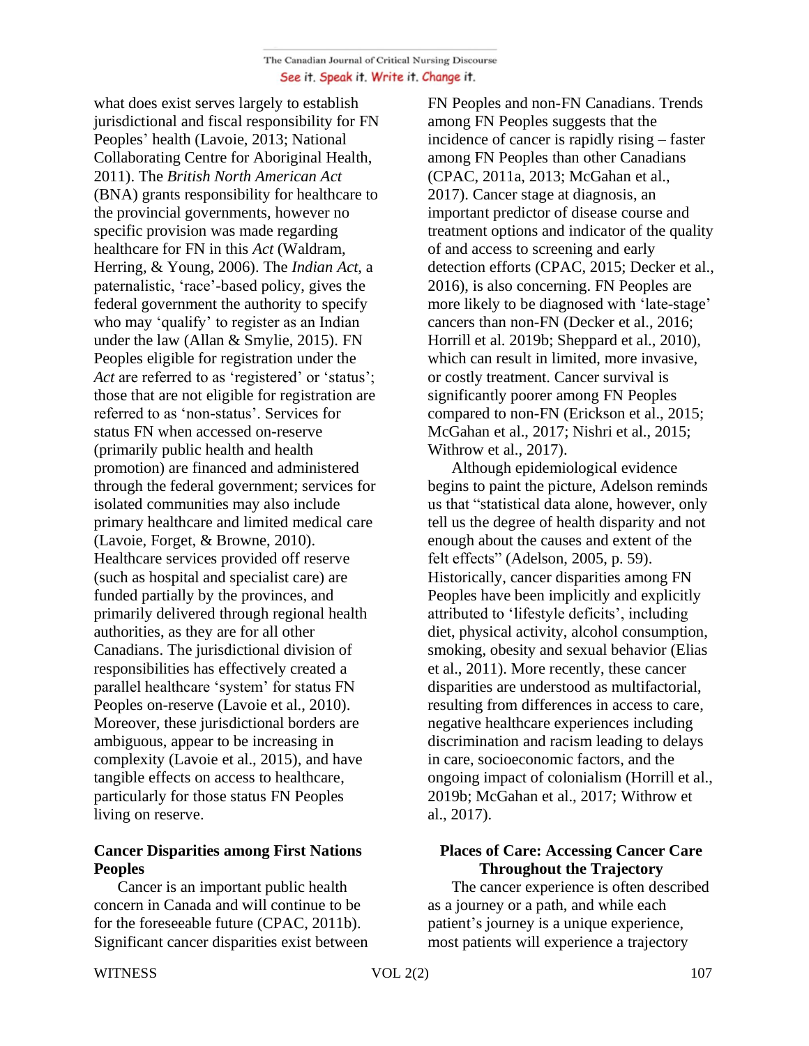what does exist serves largely to establish jurisdictional and fiscal responsibility for FN Peoples' health (Lavoie, 2013; National Collaborating Centre for Aboriginal Health, 2011). The *British North American Act* (BNA) grants responsibility for healthcare to the provincial governments, however no specific provision was made regarding healthcare for FN in this *Act* (Waldram, Herring, & Young, 2006). The *Indian Act*, a paternalistic, 'race'-based policy, gives the federal government the authority to specify who may 'qualify' to register as an Indian under the law (Allan & Smylie, 2015). FN Peoples eligible for registration under the *Act* are referred to as 'registered' or 'status'; those that are not eligible for registration are referred to as 'non-status'. Services for status FN when accessed on-reserve (primarily public health and health promotion) are financed and administered through the federal government; services for isolated communities may also include primary healthcare and limited medical care (Lavoie, Forget, & Browne, 2010). Healthcare services provided off reserve (such as hospital and specialist care) are funded partially by the provinces, and primarily delivered through regional health authorities, as they are for all other Canadians. The jurisdictional division of responsibilities has effectively created a parallel healthcare 'system' for status FN Peoples on-reserve (Lavoie et al., 2010). Moreover, these jurisdictional borders are ambiguous, appear to be increasing in complexity (Lavoie et al., 2015), and have tangible effects on access to healthcare, particularly for those status FN Peoples living on reserve.

## Cancer Disparities among First Nations Peoples

Cancer is an important public health concern in Canada and will continue to be for the foreseeable future (CPAC, 2011b). Significant cancer disparities exist between FN Peoples and non-FN Canadians. Trends among FN Peoples suggests that the incidence of cancer is rapidly rising – faster among FN Peoples than other Canadians (CPAC, 2011a, 2013; McGahan et al., 2017). Cancer stage at diagnosis, an important predictor of disease course and treatment options and indicator of the quality of and access to screening and early detection efforts (CPAC, 2015; Decker et al., 2016), is also concerning. FN Peoples are more likely to be diagnosed with 'late-stage' cancers than non-FN (Decker et al., 2016; Horrill et al. 2019b; Sheppard et al., 2010), which can result in limited, more invasive, or costly treatment. Cancer survival is significantly poorer among FN Peoples compared to non-FN (Erickson et al., 2015; McGahan et al., 2017; Nishri et al., 2015; Withrow et al., 2017).

Although epidemiological evidence begins to paint the picture, Adelson reminds us that "statistical data alone, however, only tell us the degree of health disparity and not enough about the causes and extent of the felt effects" (Adelson, 2005, p. 59). Historically, cancer disparities among FN Peoples have been implicitly and explicitly attributed to 'lifestyle deficits', including diet, physical activity, alcohol consumption, smoking, obesity and sexual behavior (Elias et al., 2011). More recently, these cancer disparities are understood as multifactorial, resulting from differences in access to care, negative healthcare experiences including discrimination and racism leading to delays in care, socioeconomic factors, and the ongoing impact of colonialism (Horrill et al., 2019b; McGahan et al., 2017; Withrow et al., 2017).

## Places of Care: Accessing Cancer Care Throughout the Trajectory

The cancer experience is often described as a journey or a path, and while each patient's journey is a unique experience, most patients will experience a trajectory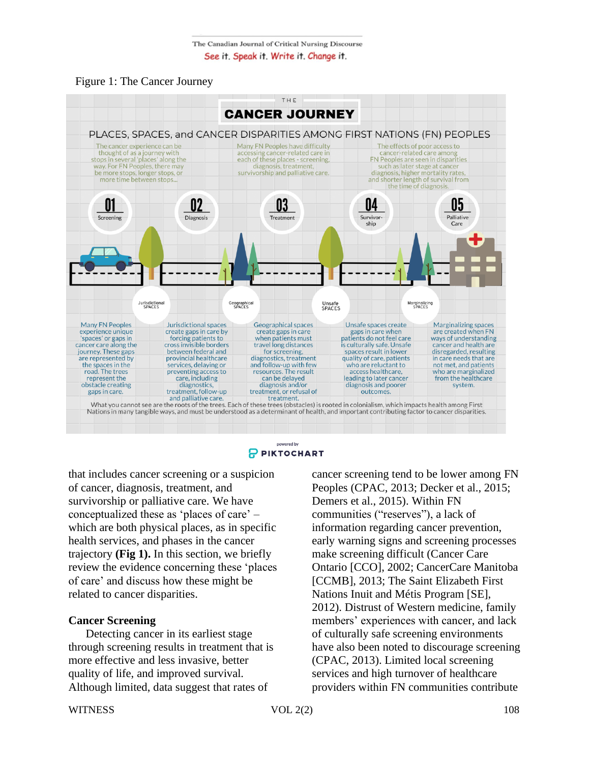Figure 1: The Cancer Journey

THE

**CANCER JOURNEY**

PLACES, SPACES, and CANCER DISPARITIES AMONG FIRST NATIONS (FN) PEOPLES

The cancer experience can be thought of as a journey with stops in several 'places' along the way. For FN Peoples, there may be more stops, longer stops, or more time between stops...

Many FN Peoples have difficulty accessing cancer-related care in each of these places - screening, diagnosis, treatment, survivorship and palliative care.

The effects of poor access to cancer-related care among FN Peoples are seen in disparities such as later stage at cancer diagnosis, higher mortality rates, and shorter length of survival from the time of diagnosis.

01 Screening

02 Diagnosis

03 Treatment

04 Survivorship

05 Palliative Care

Jurisdictional SPACES

Geographical SPACES

Unsafe SPACES

Marginalizing SPACES

Many FN Peoples experience unique 'spaces' or gaps in cancer care along the journey. These gaps are represented by the spaces in the road. The trees represent the obstacle creating gaps in care.

Jurisdictional spaces create gaps in care by forcing patients to cross invisible borders between federal and provincial healthcare services, delaying or preventing access to care, including diagnostics, treatment, follow-up and palliative care.

Geographical spaces create gaps in care when patients must travel long distances for screening, diagnostics, treatment and follow-up with few resources. The result can be delayed diagnosis and/or treatment, or refusal of treatment.

Unsafe spaces create gaps in care when patients do not feel care is culturally safe. Unsafe spaces result in lower quality of care, patients who are reluctant to access healthcare, leading to later cancer diagnosis and poorer outcomes.

Marginalizing spaces are created when FN ways of understanding cancer and health are disregarded, resulting in care needs that are not met, and patients who are marginalized from the healthcare system.

What you cannot see are the roots of the trees. Each of these trees (obstacles) is rooted in colonialism, which impacts health among First Nations in many tangible ways, and must be understood as a determinant of health, and important contributing factor to cancer disparities.

powered by PIKTOCHART

that includes cancer screening or a suspicion of cancer, diagnosis, treatment, and survivorship or palliative care. We have conceptualized these as 'places of care' – which are both physical places, as in specific health services, and phases in the cancer trajectory **(Fig 1).** In this section, we briefly review the evidence concerning these 'places of care' and discuss how these might be related to cancer disparities.

**Cancer Screening**

Detecting cancer in its earliest stage through screening results in treatment that is more effective and less invasive, better quality of life, and improved survival. Although limited, data suggest that rates of cancer screening tend to be lower among FN Peoples (CPAC, 2013; Decker et al., 2015; Demers et al., 2015). Within FN communities ("reserves"), a lack of information regarding cancer prevention, early warning signs and screening processes make screening difficult (Cancer Care Ontario [CCO], 2002; CancerCare Manitoba [CCMB], 2013; The Saint Elizabeth First Nations Inuit and Métis Program [SE], 2012). Distrust of Western medicine, family members' experiences with cancer, and lack of culturally safe screening environments have also been noted to discourage screening (CPAC, 2013). Limited local screening services and high turnover of healthcare providers within FN communities contribute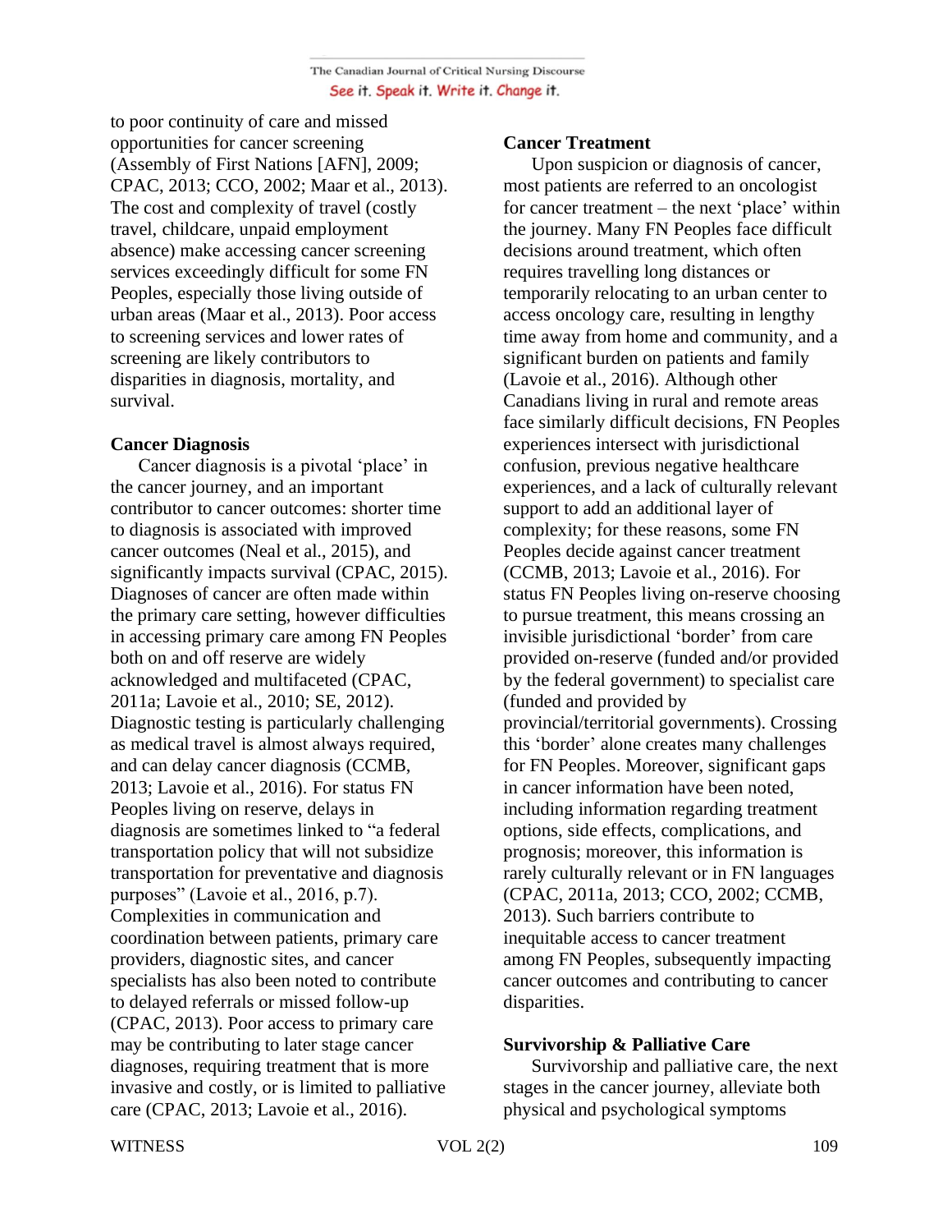to poor continuity of care and missed opportunities for cancer screening (Assembly of First Nations [AFN], 2009; CPAC, 2013; CCO, 2002; Maar et al., 2013). The cost and complexity of travel (costly travel, childcare, unpaid employment absence) make accessing cancer screening services exceedingly difficult for some FN Peoples, especially those living outside of urban areas (Maar et al., 2013). Poor access to screening services and lower rates of screening are likely contributors to disparities in diagnosis, mortality, and survival.

**Cancer Diagnosis**

Cancer diagnosis is a pivotal 'place' in the cancer journey, and an important contributor to cancer outcomes: shorter time to diagnosis is associated with improved cancer outcomes (Neal et al., 2015), and significantly impacts survival (CPAC, 2015). Diagnoses of cancer are often made within the primary care setting, however difficulties in accessing primary care among FN Peoples both on and off reserve are widely acknowledged and multifaceted (CPAC, 2011a; Lavoie et al., 2010; SE, 2012). Diagnostic testing is particularly challenging as medical travel is almost always required, and can delay cancer diagnosis (CCMB, 2013; Lavoie et al., 2016). For status FN Peoples living on reserve, delays in diagnosis are sometimes linked to "a federal transportation policy that will not subsidize transportation for preventative and diagnosis purposes" (Lavoie et al., 2016, p.7). Complexities in communication and coordination between patients, primary care providers, diagnostic sites, and cancer specialists has also been noted to contribute to delayed referrals or missed follow-up (CPAC, 2013). Poor access to primary care may be contributing to later stage cancer diagnoses, requiring treatment that is more invasive and costly, or is limited to palliative care (CPAC, 2013; Lavoie et al., 2016).

**Cancer Treatment**

Upon suspicion or diagnosis of cancer, most patients are referred to an oncologist for cancer treatment – the next 'place' within the journey. Many FN Peoples face difficult decisions around treatment, which often requires travelling long distances or temporarily relocating to an urban center to access oncology care, resulting in lengthy time away from home and community, and a significant burden on patients and family (Lavoie et al., 2016). Although other Canadians living in rural and remote areas face similarly difficult decisions, FN Peoples experiences intersect with jurisdictional confusion, previous negative healthcare experiences, and a lack of culturally relevant support to add an additional layer of complexity; for these reasons, some FN Peoples decide against cancer treatment (CCMB, 2013; Lavoie et al., 2016). For status FN Peoples living on-reserve choosing to pursue treatment, this means crossing an invisible jurisdictional 'border' from care provided on-reserve (funded and/or provided by the federal government) to specialist care (funded and provided by provincial/territorial governments). Crossing this 'border' alone creates many challenges for FN Peoples. Moreover, significant gaps in cancer information have been noted, including information regarding treatment options, side effects, complications, and prognosis; moreover, this information is rarely culturally relevant or in FN languages (CPAC, 2011a, 2013; CCO, 2002; CCMB, 2013). Such barriers contribute to inequitable access to cancer treatment among FN Peoples, subsequently impacting cancer outcomes and contributing to cancer disparities.

**Survivorship & Palliative Care**

Survivorship and palliative care, the next stages in the cancer journey, alleviate both physical and psychological symptoms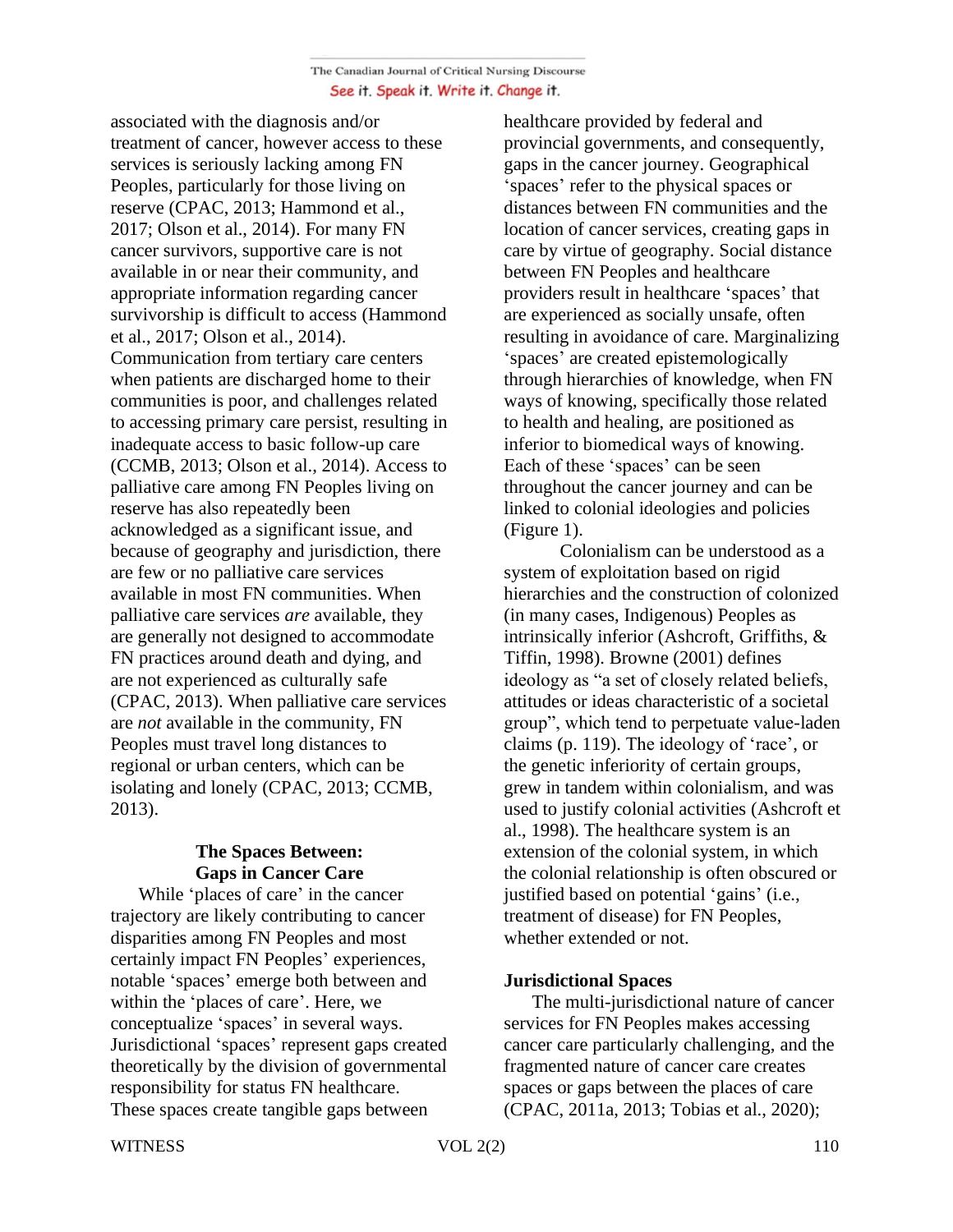associated with the diagnosis and/or treatment of cancer, however access to these services is seriously lacking among FN Peoples, particularly for those living on reserve (CPAC, 2013; Hammond et al., 2017; Olson et al., 2014). For many FN cancer survivors, supportive care is not available in or near their community, and appropriate information regarding cancer survivorship is difficult to access (Hammond et al., 2017; Olson et al., 2014). Communication from tertiary care centers when patients are discharged home to their communities is poor, and challenges related to accessing primary care persist, resulting in inadequate access to basic follow-up care (CCMB, 2013; Olson et al., 2014). Access to palliative care among FN Peoples living on reserve has also repeatedly been acknowledged as a significant issue, and because of geography and jurisdiction, there are few or no palliative care services available in most FN communities. When palliative care services *are* available, they are generally not designed to accommodate FN practices around death and dying, and are not experienced as culturally safe (CPAC, 2013). When palliative care services are *not* available in the community, FN Peoples must travel long distances to regional or urban centers, which can be isolating and lonely (CPAC, 2013; CCMB, 2013).

## The Spaces Between: Gaps in Cancer Care

While 'places of care' in the cancer trajectory are likely contributing to cancer disparities among FN Peoples and most certainly impact FN Peoples' experiences, notable 'spaces' emerge both between and within the 'places of care'. Here, we conceptualize 'spaces' in several ways. Jurisdictional 'spaces' represent gaps created theoretically by the division of governmental responsibility for status FN healthcare. These spaces create tangible gaps between healthcare provided by federal and provincial governments, and consequently, gaps in the cancer journey. Geographical 'spaces' refer to the physical spaces or distances between FN communities and the location of cancer services, creating gaps in care by virtue of geography. Social distance between FN Peoples and healthcare providers result in healthcare 'spaces' that are experienced as socially unsafe, often resulting in avoidance of care. Marginalizing 'spaces' are created epistemologically through hierarchies of knowledge, when FN ways of knowing, specifically those related to health and healing, are positioned as inferior to biomedical ways of knowing. Each of these 'spaces' can be seen throughout the cancer journey and can be linked to colonial ideologies and policies (Figure 1).

Colonialism can be understood as a system of exploitation based on rigid hierarchies and the construction of colonized (in many cases, Indigenous) Peoples as intrinsically inferior (Ashcroft, Griffiths, & Tiffin, 1998). Browne (2001) defines ideology as "a set of closely related beliefs, attitudes or ideas characteristic of a societal group", which tend to perpetuate value-laden claims (p. 119). The ideology of 'race', or the genetic inferiority of certain groups, grew in tandem within colonialism, and was used to justify colonial activities (Ashcroft et al., 1998). The healthcare system is an extension of the colonial system, in which the colonial relationship is often obscured or justified based on potential 'gains' (i.e., treatment of disease) for FN Peoples, whether extended or not.

### Jurisdictional Spaces

The multi-jurisdictional nature of cancer services for FN Peoples makes accessing cancer care particularly challenging, and the fragmented nature of cancer care creates spaces or gaps between the places of care (CPAC, 2011a, 2013; Tobias et al., 2020);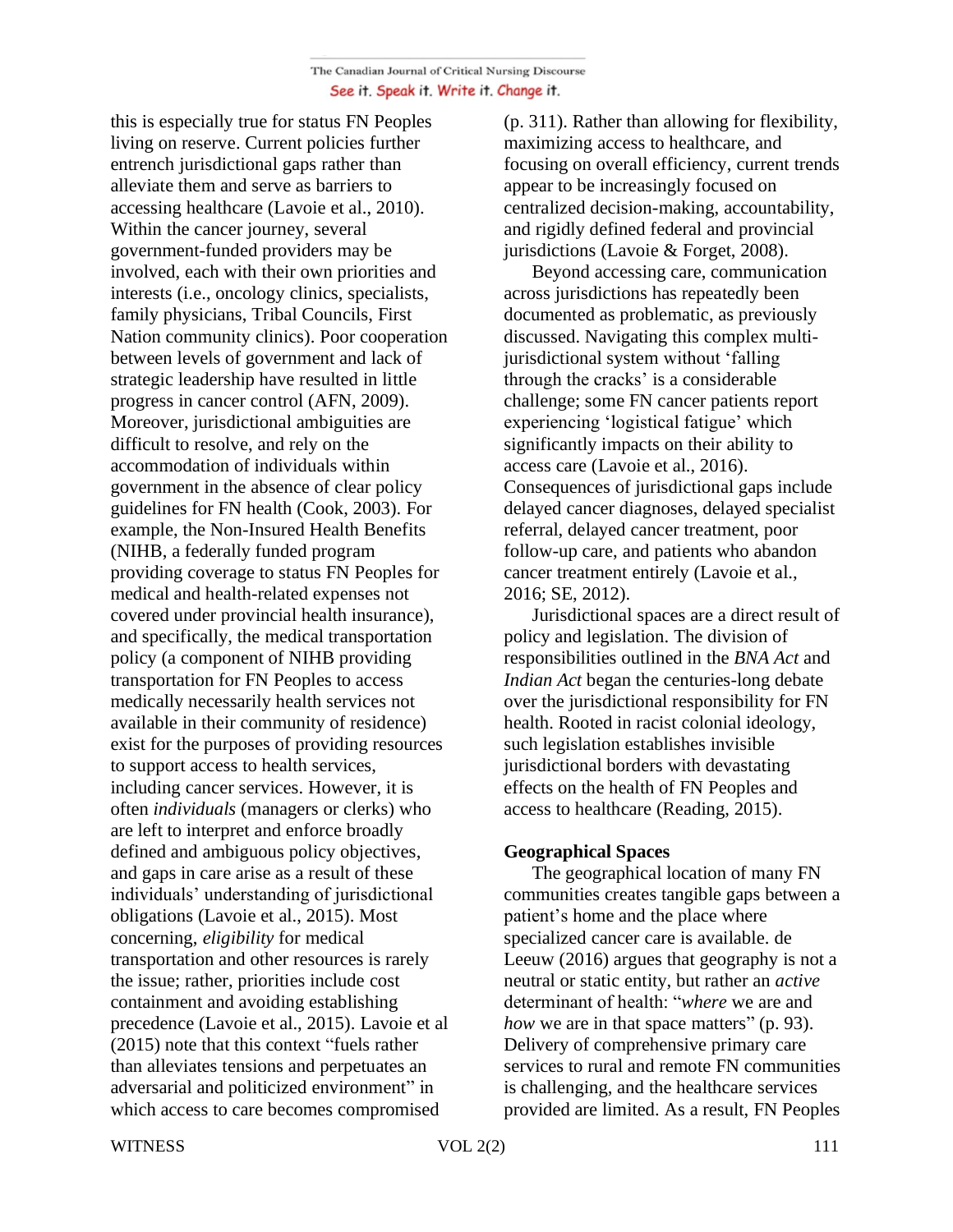this is especially true for status FN Peoples living on reserve. Current policies further entrench jurisdictional gaps rather than alleviate them and serve as barriers to accessing healthcare (Lavoie et al., 2010). Within the cancer journey, several government-funded providers may be involved, each with their own priorities and interests (i.e., oncology clinics, specialists, family physicians, Tribal Councils, First Nation community clinics). Poor cooperation between levels of government and lack of strategic leadership have resulted in little progress in cancer control (AFN, 2009). Moreover, jurisdictional ambiguities are difficult to resolve, and rely on the accommodation of individuals within government in the absence of clear policy guidelines for FN health (Cook, 2003). For example, the Non-Insured Health Benefits (NIHB, a federally funded program providing coverage to status FN Peoples for medical and health-related expenses not covered under provincial health insurance), and specifically, the medical transportation policy (a component of NIHB providing transportation for FN Peoples to access medically necessarily health services not available in their community of residence) exist for the purposes of providing resources to support access to health services, including cancer services. However, it is often *individuals* (managers or clerks) who are left to interpret and enforce broadly defined and ambiguous policy objectives, and gaps in care arise as a result of these individuals' understanding of jurisdictional obligations (Lavoie et al., 2015). Most concerning, *eligibility* for medical transportation and other resources is rarely the issue; rather, priorities include cost containment and avoiding establishing precedence (Lavoie et al., 2015). Lavoie et al (2015) note that this context "fuels rather than alleviates tensions and perpetuates an adversarial and politicized environment" in which access to care becomes compromised (p. 311). Rather than allowing for flexibility, maximizing access to healthcare, and focusing on overall efficiency, current trends appear to be increasingly focused on centralized decision-making, accountability, and rigidly defined federal and provincial jurisdictions (Lavoie & Forget, 2008).

Beyond accessing care, communication across jurisdictions has repeatedly been documented as problematic, as previously discussed. Navigating this complex multi-jurisdictional system without 'falling through the cracks' is a considerable challenge; some FN cancer patients report experiencing 'logistical fatigue' which significantly impacts on their ability to access care (Lavoie et al., 2016). Consequences of jurisdictional gaps include delayed cancer diagnoses, delayed specialist referral, delayed cancer treatment, poor follow-up care, and patients who abandon cancer treatment entirely (Lavoie et al., 2016; SE, 2012).

Jurisdictional spaces are a direct result of policy and legislation. The division of responsibilities outlined in the *BNA Act* and *Indian Act* began the centuries-long debate over the jurisdictional responsibility for FN health. Rooted in racist colonial ideology, such legislation establishes invisible jurisdictional borders with devastating effects on the health of FN Peoples and access to healthcare (Reading, 2015).

**Geographical Spaces**

The geographical location of many FN communities creates tangible gaps between a patient's home and the place where specialized cancer care is available. de Leeuw (2016) argues that geography is not a neutral or static entity, but rather an *active* determinant of health: "*where* we are and *how* we are in that space matters" (p. 93). Delivery of comprehensive primary care services to rural and remote FN communities is challenging, and the healthcare services provided are limited. As a result, FN Peoples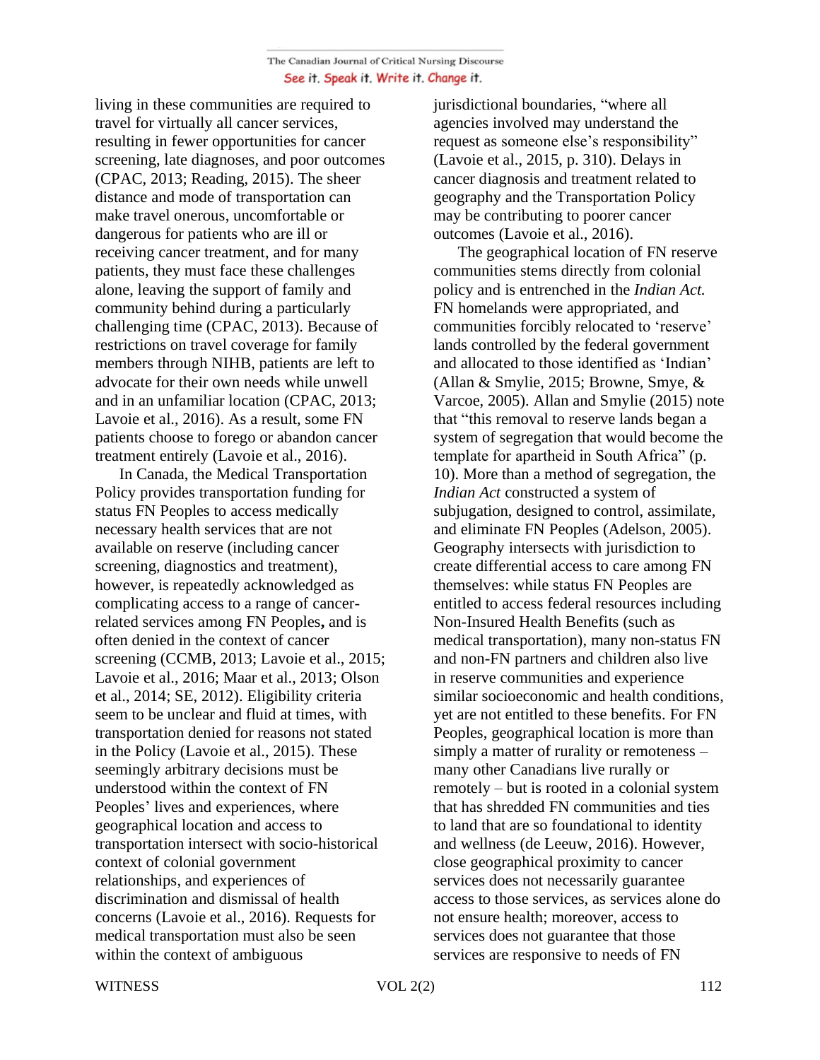living in these communities are required to travel for virtually all cancer services, resulting in fewer opportunities for cancer screening, late diagnoses, and poor outcomes (CPAC, 2013; Reading, 2015). The sheer distance and mode of transportation can make travel onerous, uncomfortable or dangerous for patients who are ill or receiving cancer treatment, and for many patients, they must face these challenges alone, leaving the support of family and community behind during a particularly challenging time (CPAC, 2013). Because of restrictions on travel coverage for family members through NIHB, patients are left to advocate for their own needs while unwell and in an unfamiliar location (CPAC, 2013; Lavoie et al., 2016). As a result, some FN patients choose to forego or abandon cancer treatment entirely (Lavoie et al., 2016).

In Canada, the Medical Transportation Policy provides transportation funding for status FN Peoples to access medically necessary health services that are not available on reserve (including cancer screening, diagnostics and treatment), however, is repeatedly acknowledged as complicating access to a range of cancer-related services among FN Peoples**,** and is often denied in the context of cancer screening (CCMB, 2013; Lavoie et al., 2015; Lavoie et al., 2016; Maar et al., 2013; Olson et al., 2014; SE, 2012). Eligibility criteria seem to be unclear and fluid at times, with transportation denied for reasons not stated in the Policy (Lavoie et al., 2015). These seemingly arbitrary decisions must be understood within the context of FN Peoples' lives and experiences, where geographical location and access to transportation intersect with socio-historical context of colonial government relationships, and experiences of discrimination and dismissal of health concerns (Lavoie et al., 2016). Requests for medical transportation must also be seen within the context of ambiguous jurisdictional boundaries, "where all agencies involved may understand the request as someone else's responsibility" (Lavoie et al., 2015, p. 310). Delays in cancer diagnosis and treatment related to geography and the Transportation Policy may be contributing to poorer cancer outcomes (Lavoie et al., 2016).

The geographical location of FN reserve communities stems directly from colonial policy and is entrenched in the *Indian Act.* FN homelands were appropriated, and communities forcibly relocated to 'reserve' lands controlled by the federal government and allocated to those identified as 'Indian' (Allan & Smylie, 2015; Browne, Smye, & Varcoe, 2005). Allan and Smylie (2015) note that "this removal to reserve lands began a system of segregation that would become the template for apartheid in South Africa" (p. 10). More than a method of segregation, the *Indian Act* constructed a system of subjugation, designed to control, assimilate, and eliminate FN Peoples (Adelson, 2005). Geography intersects with jurisdiction to create differential access to care among FN themselves: while status FN Peoples are entitled to access federal resources including Non-Insured Health Benefits (such as medical transportation), many non-status FN and non-FN partners and children also live in reserve communities and experience similar socioeconomic and health conditions, yet are not entitled to these benefits. For FN Peoples, geographical location is more than simply a matter of rurality or remoteness – many other Canadians live rurally or remotely – but is rooted in a colonial system that has shredded FN communities and ties to land that are so foundational to identity and wellness (de Leeuw, 2016). However, close geographical proximity to cancer services does not necessarily guarantee access to those services, as services alone do not ensure health; moreover, access to services does not guarantee that those services are responsive to needs of FN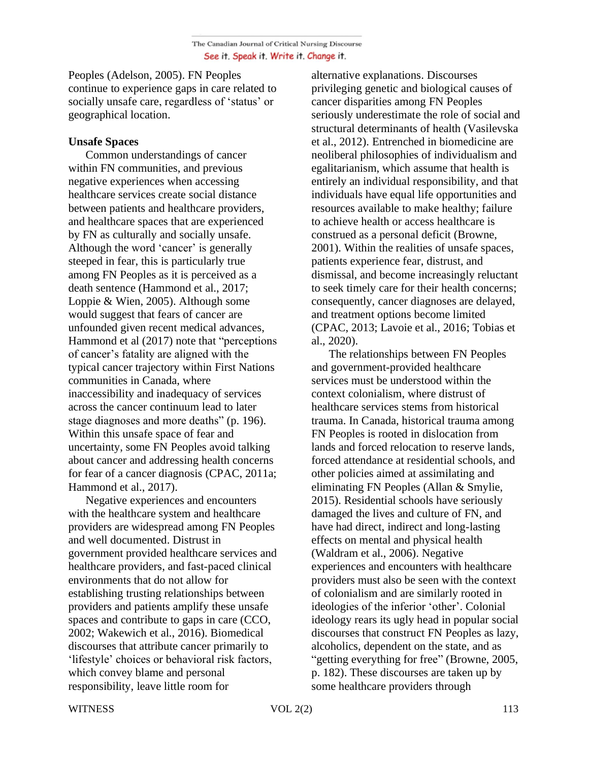Peoples (Adelson, 2005). FN Peoples continue to experience gaps in care related to socially unsafe care, regardless of 'status' or geographical location.

**Unsafe Spaces**

Common understandings of cancer within FN communities, and previous negative experiences when accessing healthcare services create social distance between patients and healthcare providers, and healthcare spaces that are experienced by FN as culturally and socially unsafe. Although the word 'cancer' is generally steeped in fear, this is particularly true among FN Peoples as it is perceived as a death sentence (Hammond et al., 2017; Loppie & Wien, 2005). Although some would suggest that fears of cancer are unfounded given recent medical advances, Hammond et al (2017) note that "perceptions of cancer's fatality are aligned with the typical cancer trajectory within First Nations communities in Canada, where inaccessibility and inadequacy of services across the cancer continuum lead to later stage diagnoses and more deaths" (p. 196). Within this unsafe space of fear and uncertainty, some FN Peoples avoid talking about cancer and addressing health concerns for fear of a cancer diagnosis (CPAC, 2011a; Hammond et al., 2017).

Negative experiences and encounters with the healthcare system and healthcare providers are widespread among FN Peoples and well documented. Distrust in government provided healthcare services and healthcare providers, and fast-paced clinical environments that do not allow for establishing trusting relationships between providers and patients amplify these unsafe spaces and contribute to gaps in care (CCO, 2002; Wakewich et al., 2016). Biomedical discourses that attribute cancer primarily to 'lifestyle' choices or behavioral risk factors, which convey blame and personal responsibility, leave little room for alternative explanations. Discourses privileging genetic and biological causes of cancer disparities among FN Peoples seriously underestimate the role of social and structural determinants of health (Vasilevska et al., 2012). Entrenched in biomedicine are neoliberal philosophies of individualism and egalitarianism, which assume that health is entirely an individual responsibility, and that individuals have equal life opportunities and resources available to make healthy; failure to achieve health or access healthcare is construed as a personal deficit (Browne, 2001). Within the realities of unsafe spaces, patients experience fear, distrust, and dismissal, and become increasingly reluctant to seek timely care for their health concerns; consequently, cancer diagnoses are delayed, and treatment options become limited (CPAC, 2013; Lavoie et al., 2016; Tobias et al., 2020).

The relationships between FN Peoples and government-provided healthcare services must be understood within the context colonialism, where distrust of healthcare services stems from historical trauma. In Canada, historical trauma among FN Peoples is rooted in dislocation from lands and forced relocation to reserve lands, forced attendance at residential schools, and other policies aimed at assimilating and eliminating FN Peoples (Allan & Smylie, 2015). Residential schools have seriously damaged the lives and culture of FN, and have had direct, indirect and long-lasting effects on mental and physical health (Waldram et al., 2006). Negative experiences and encounters with healthcare providers must also be seen with the context of colonialism and are similarly rooted in ideologies of the inferior 'other'. Colonial ideology rears its ugly head in popular social discourses that construct FN Peoples as lazy, alcoholics, dependent on the state, and as "getting everything for free" (Browne, 2005, p. 182). These discourses are taken up by some healthcare providers through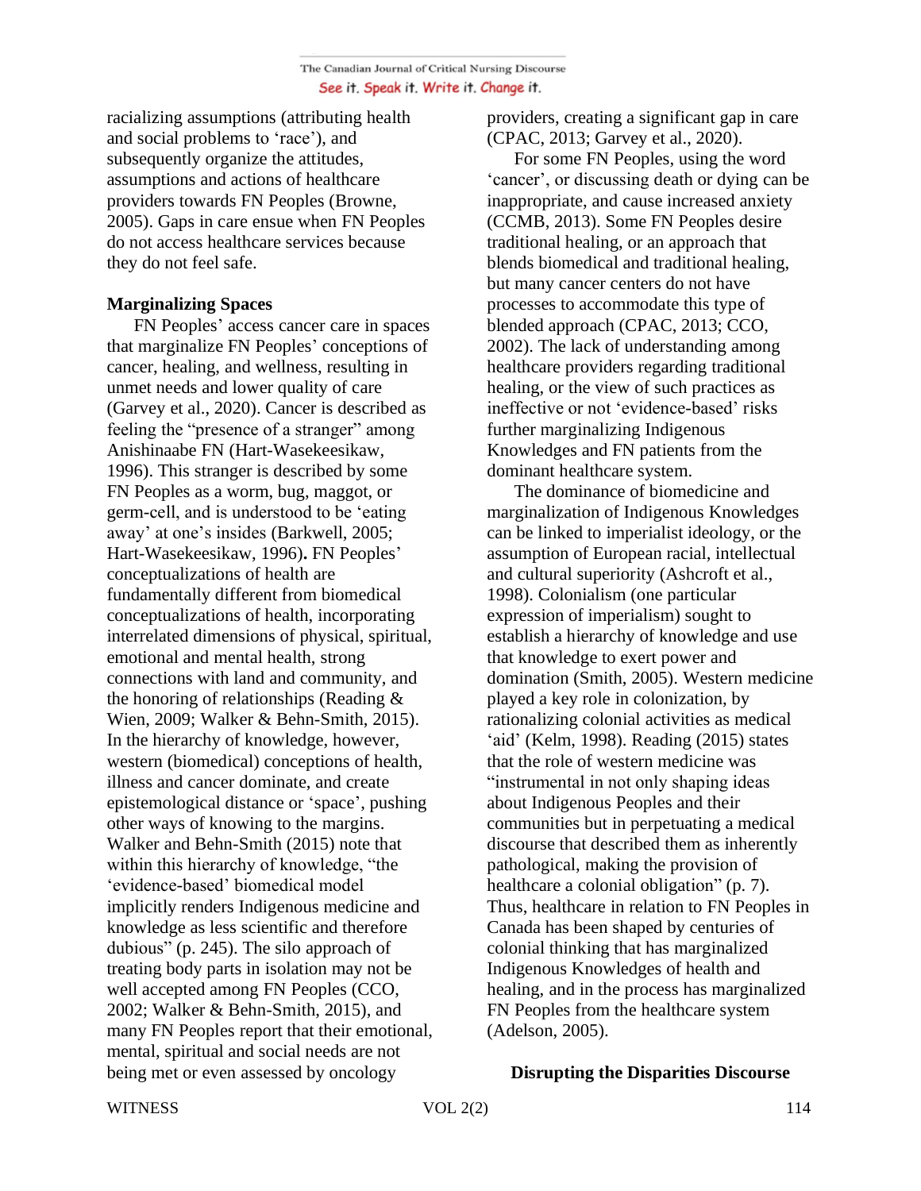racializing assumptions (attributing health and social problems to 'race'), and subsequently organize the attitudes, assumptions and actions of healthcare providers towards FN Peoples (Browne, 2005). Gaps in care ensue when FN Peoples do not access healthcare services because they do not feel safe.

**Marginalizing Spaces**

FN Peoples' access cancer care in spaces that marginalize FN Peoples' conceptions of cancer, healing, and wellness, resulting in unmet needs and lower quality of care (Garvey et al., 2020). Cancer is described as feeling the "presence of a stranger" among Anishinaabe FN (Hart-Wasekeesikaw, 1996). This stranger is described by some FN Peoples as a worm, bug, maggot, or germ-cell, and is understood to be 'eating away' at one's insides (Barkwell, 2005; Hart-Wasekeesikaw, 1996)**.** FN Peoples' conceptualizations of health are fundamentally different from biomedical conceptualizations of health, incorporating interrelated dimensions of physical, spiritual, emotional and mental health, strong connections with land and community, and the honoring of relationships (Reading & Wien, 2009; Walker & Behn-Smith, 2015). In the hierarchy of knowledge, however, western (biomedical) conceptions of health, illness and cancer dominate, and create epistemological distance or 'space', pushing other ways of knowing to the margins. Walker and Behn-Smith (2015) note that within this hierarchy of knowledge, "the 'evidence-based' biomedical model implicitly renders Indigenous medicine and knowledge as less scientific and therefore dubious" (p. 245). The silo approach of treating body parts in isolation may not be well accepted among FN Peoples (CCO, 2002; Walker & Behn-Smith, 2015), and many FN Peoples report that their emotional, mental, spiritual and social needs are not being met or even assessed by oncology providers, creating a significant gap in care (CPAC, 2013; Garvey et al., 2020).

For some FN Peoples, using the word 'cancer', or discussing death or dying can be inappropriate, and cause increased anxiety (CCMB, 2013). Some FN Peoples desire traditional healing, or an approach that blends biomedical and traditional healing, but many cancer centers do not have processes to accommodate this type of blended approach (CPAC, 2013; CCO, 2002). The lack of understanding among healthcare providers regarding traditional healing, or the view of such practices as ineffective or not 'evidence-based' risks further marginalizing Indigenous Knowledges and FN patients from the dominant healthcare system.

The dominance of biomedicine and marginalization of Indigenous Knowledges can be linked to imperialist ideology, or the assumption of European racial, intellectual and cultural superiority (Ashcroft et al., 1998). Colonialism (one particular expression of imperialism) sought to establish a hierarchy of knowledge and use that knowledge to exert power and domination (Smith, 2005). Western medicine played a key role in colonization, by rationalizing colonial activities as medical 'aid' (Kelm, 1998). Reading (2015) states that the role of western medicine was "instrumental in not only shaping ideas about Indigenous Peoples and their communities but in perpetuating a medical discourse that described them as inherently pathological, making the provision of healthcare a colonial obligation" (p. 7). Thus, healthcare in relation to FN Peoples in Canada has been shaped by centuries of colonial thinking that has marginalized Indigenous Knowledges of health and healing, and in the process has marginalized FN Peoples from the healthcare system (Adelson, 2005).

## Disrupting the Disparities Discourse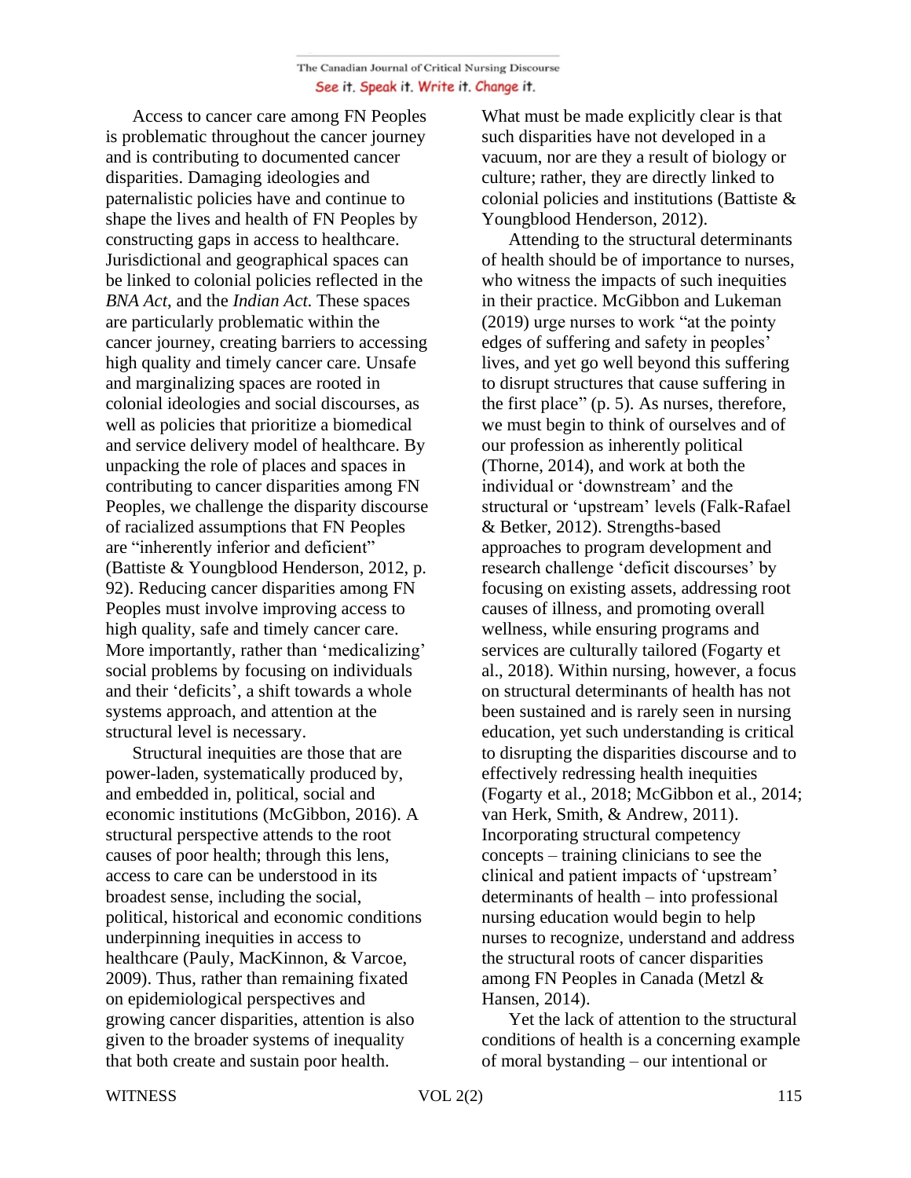Access to cancer care among FN Peoples is problematic throughout the cancer journey and is contributing to documented cancer disparities. Damaging ideologies and paternalistic policies have and continue to shape the lives and health of FN Peoples by constructing gaps in access to healthcare. Jurisdictional and geographical spaces can be linked to colonial policies reflected in the *BNA Act*, and the *Indian Act*. These spaces are particularly problematic within the cancer journey, creating barriers to accessing high quality and timely cancer care. Unsafe and marginalizing spaces are rooted in colonial ideologies and social discourses, as well as policies that prioritize a biomedical and service delivery model of healthcare. By unpacking the role of places and spaces in contributing to cancer disparities among FN Peoples, we challenge the disparity discourse of racialized assumptions that FN Peoples are "inherently inferior and deficient" (Battiste & Youngblood Henderson, 2012, p. 92). Reducing cancer disparities among FN Peoples must involve improving access to high quality, safe and timely cancer care. More importantly, rather than 'medicalizing' social problems by focusing on individuals and their 'deficits', a shift towards a whole systems approach, and attention at the structural level is necessary.

Structural inequities are those that are power-laden, systematically produced by, and embedded in, political, social and economic institutions (McGibbon, 2016). A structural perspective attends to the root causes of poor health; through this lens, access to care can be understood in its broadest sense, including the social, political, historical and economic conditions underpinning inequities in access to healthcare (Pauly, MacKinnon, & Varcoe, 2009). Thus, rather than remaining fixated on epidemiological perspectives and growing cancer disparities, attention is also given to the broader systems of inequality that both create and sustain poor health. What must be made explicitly clear is that such disparities have not developed in a vacuum, nor are they a result of biology or culture; rather, they are directly linked to colonial policies and institutions (Battiste & Youngblood Henderson, 2012).

Attending to the structural determinants of health should be of importance to nurses, who witness the impacts of such inequities in their practice. McGibbon and Lukeman (2019) urge nurses to work "at the pointy edges of suffering and safety in peoples' lives, and yet go well beyond this suffering to disrupt structures that cause suffering in the first place" (p. 5). As nurses, therefore, we must begin to think of ourselves and of our profession as inherently political (Thorne, 2014), and work at both the individual or 'downstream' and the structural or 'upstream' levels (Falk-Rafael & Betker, 2012). Strengths-based approaches to program development and research challenge 'deficit discourses' by focusing on existing assets, addressing root causes of illness, and promoting overall wellness, while ensuring programs and services are culturally tailored (Fogarty et al., 2018). Within nursing, however, a focus on structural determinants of health has not been sustained and is rarely seen in nursing education, yet such understanding is critical to disrupting the disparities discourse and to effectively redressing health inequities (Fogarty et al., 2018; McGibbon et al., 2014; van Herk, Smith, & Andrew, 2011). Incorporating structural competency concepts – training clinicians to see the clinical and patient impacts of 'upstream' determinants of health – into professional nursing education would begin to help nurses to recognize, understand and address the structural roots of cancer disparities among FN Peoples in Canada (Metzl & Hansen, 2014).

Yet the lack of attention to the structural conditions of health is a concerning example of moral bystanding – our intentional or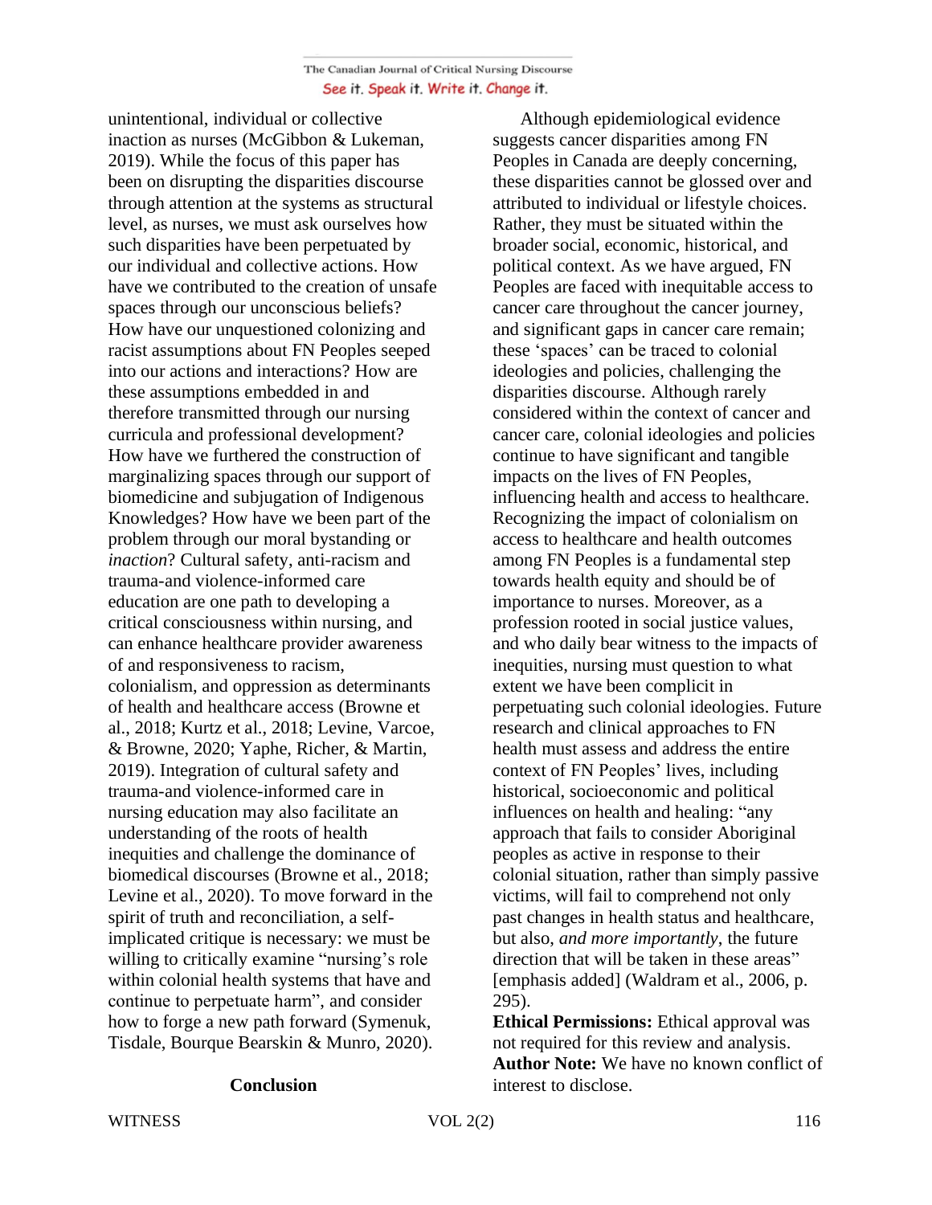unintentional, individual or collective inaction as nurses (McGibbon & Lukeman, 2019). While the focus of this paper has been on disrupting the disparities discourse through attention at the systems as structural level, as nurses, we must ask ourselves how such disparities have been perpetuated by our individual and collective actions. How have we contributed to the creation of unsafe spaces through our unconscious beliefs? How have our unquestioned colonizing and racist assumptions about FN Peoples seeped into our actions and interactions? How are these assumptions embedded in and therefore transmitted through our nursing curricula and professional development? How have we furthered the construction of marginalizing spaces through our support of biomedicine and subjugation of Indigenous Knowledges? How have we been part of the problem through our moral bystanding or *inaction*? Cultural safety, anti-racism and trauma-and violence-informed care education are one path to developing a critical consciousness within nursing, and can enhance healthcare provider awareness of and responsiveness to racism, colonialism, and oppression as determinants of health and healthcare access (Browne et al., 2018; Kurtz et al., 2018; Levine, Varcoe, & Browne, 2020; Yaphe, Richer, & Martin, 2019). Integration of cultural safety and trauma-and violence-informed care in nursing education may also facilitate an understanding of the roots of health inequities and challenge the dominance of biomedical discourses (Browne et al., 2018; Levine et al., 2020). To move forward in the spirit of truth and reconciliation, a self-implicated critique is necessary: we must be willing to critically examine "nursing's role within colonial health systems that have and continue to perpetuate harm", and consider how to forge a new path forward (Symenuk, Tisdale, Bourque Bearskin & Munro, 2020).

## Conclusion

Although epidemiological evidence suggests cancer disparities among FN Peoples in Canada are deeply concerning, these disparities cannot be glossed over and attributed to individual or lifestyle choices. Rather, they must be situated within the broader social, economic, historical, and political context. As we have argued, FN Peoples are faced with inequitable access to cancer care throughout the cancer journey, and significant gaps in cancer care remain; these 'spaces' can be traced to colonial ideologies and policies, challenging the disparities discourse. Although rarely considered within the context of cancer and cancer care, colonial ideologies and policies continue to have significant and tangible impacts on the lives of FN Peoples, influencing health and access to healthcare. Recognizing the impact of colonialism on access to healthcare and health outcomes among FN Peoples is a fundamental step towards health equity and should be of importance to nurses. Moreover, as a profession rooted in social justice values, and who daily bear witness to the impacts of inequities, nursing must question to what extent we have been complicit in perpetuating such colonial ideologies. Future research and clinical approaches to FN health must assess and address the entire context of FN Peoples' lives, including historical, socioeconomic and political influences on health and healing: "any approach that fails to consider Aboriginal peoples as active in response to their colonial situation, rather than simply passive victims, will fail to comprehend not only past changes in health status and healthcare, but also, *and more importantly*, the future direction that will be taken in these areas" [emphasis added] (Waldram et al., 2006, p. 295).

**Ethical Permissions:** Ethical approval was not required for this review and analysis.

**Author Note:** We have no known conflict of interest to disclose.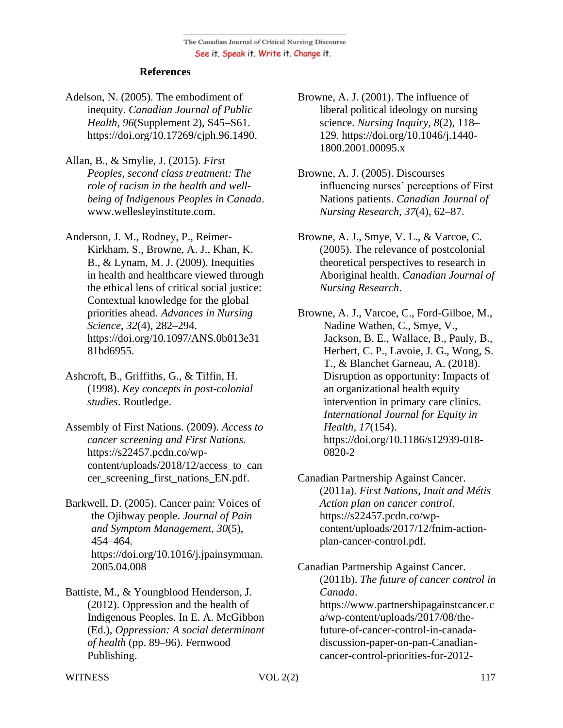## References

Adelson, N. (2005). The embodiment of inequity. *Canadian Journal of Public Health*, *96*(Supplement 2), S45–S61. https://doi.org/10.17269/cjph.96.1490.

Allan, B., & Smylie, J. (2015). *First Peoples, second class treatment: The role of racism in the health and well-being of Indigenous Peoples in Canada*. www.wellesleyinstitute.com.

Anderson, J. M., Rodney, P., Reimer-Kirkham, S., Browne, A. J., Khan, K. B., & Lynam, M. J. (2009). Inequities in health and healthcare viewed through the ethical lens of critical social justice: Contextual knowledge for the global priorities ahead. *Advances in Nursing Science*, *32*(4), 282–294. https://doi.org/10.1097/ANS.0b013e3181bd6955.

Ashcroft, B., Griffiths, G., & Tiffin, H. (1998). *Key concepts in post-colonial studies*. Routledge.

Assembly of First Nations. (2009). *Access to cancer screening and First Nations.* https://s22457.pcdn.co/wp-content/uploads/2018/12/access_to_cancer_screening_first_nations_EN.pdf.

Barkwell, D. (2005). Cancer pain: Voices of the Ojibway people. *Journal of Pain and Symptom Management*, *30*(5), 454–464. https://doi.org/10.1016/j.jpainsymman.2005.04.008

Battiste, M., & Youngblood Henderson, J. (2012). Oppression and the health of Indigenous Peoples. In E. A. McGibbon (Ed.), *Oppression: A social determinant of health* (pp. 89–96). Fernwood Publishing.

Browne, A. J. (2001). The influence of liberal political ideology on nursing science. *Nursing Inquiry*, *8*(2), 118–129. https://doi.org/10.1046/j.1440-1800.2001.00095.x

Browne, A. J. (2005). Discourses influencing nurses' perceptions of First Nations patients. *Canadian Journal of Nursing Research*, *37*(4), 62–87.

Browne, A. J., Smye, V. L., & Varcoe, C. (2005). The relevance of postcolonial theoretical perspectives to research in Aboriginal health. *Canadian Journal of Nursing Research*.

Browne, A. J., Varcoe, C., Ford-Gilboe, M., Nadine Wathen, C., Smye, V., Jackson, B. E., Wallace, B., Pauly, B., Herbert, C. P., Lavoie, J. G., Wong, S. T., & Blanchet Garneau, A. (2018). Disruption as opportunity: Impacts of an organizational health equity intervention in primary care clinics. *International Journal for Equity in Health*, *17*(154). https://doi.org/10.1186/s12939-018-0820-2

Canadian Partnership Against Cancer. (2011a). *First Nations, Inuit and Métis Action plan on cancer control.* https://s22457.pcdn.co/wp-content/uploads/2017/12/fnim-action-plan-cancer-control.pdf.

Canadian Partnership Against Cancer. (2011b). *The future of cancer control in Canada*. https://www.partnershipagainstcancer.ca/wp-content/uploads/2017/08/the-future-of-cancer-control-in-canada-discussion-paper-on-pan-Canadian-cancer-control-priorities-for-2012-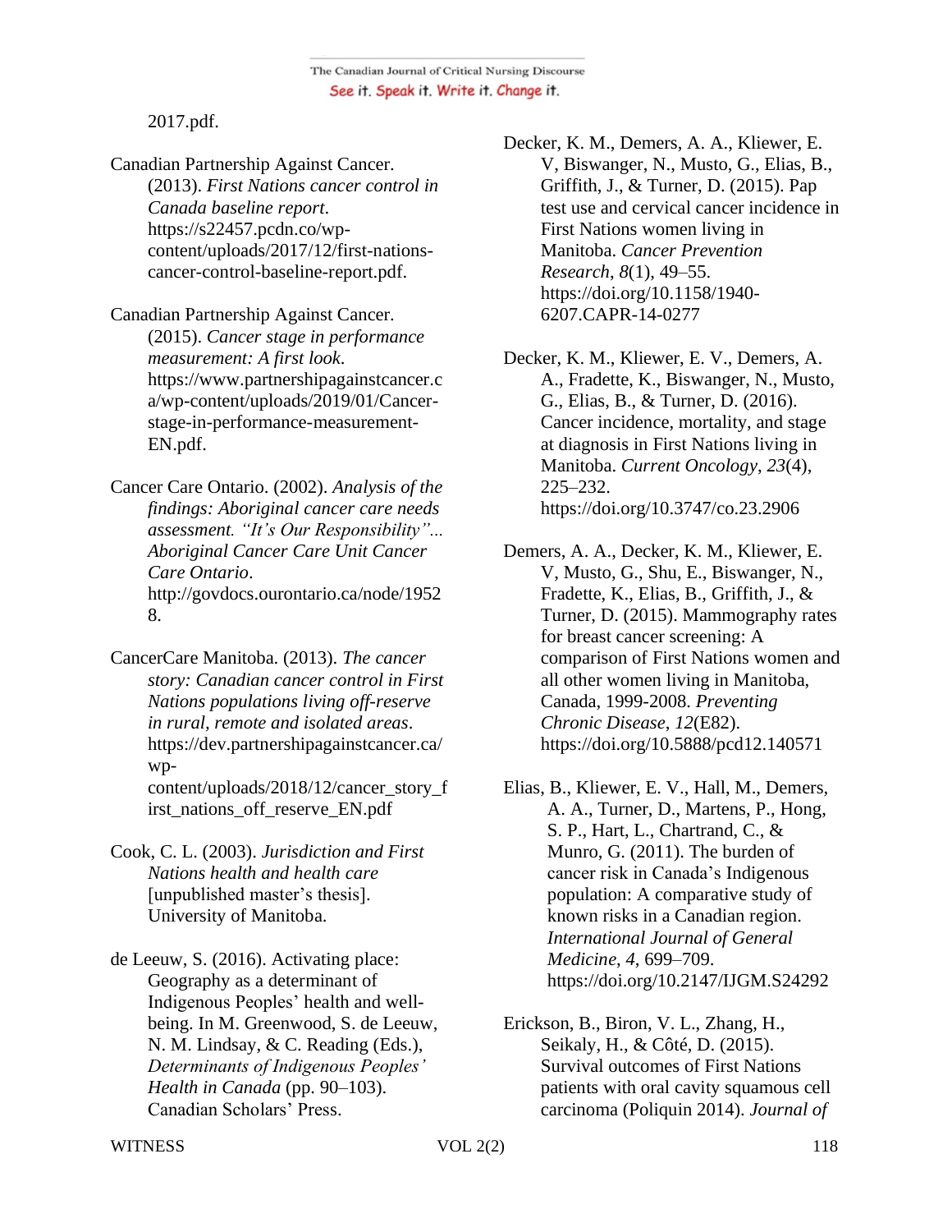2017.pdf.

Canadian Partnership Against Cancer. (2013). *First Nations cancer control in Canada baseline report*. https://s22457.pcdn.co/wp-content/uploads/2017/12/first-nations-cancer-control-baseline-report.pdf.

Canadian Partnership Against Cancer. (2015). *Cancer stage in performance measurement: A first look*. https://www.partnershipagainstcancer.ca/wp-content/uploads/2019/01/Cancer-stage-in-performance-measurement-EN.pdf.

Cancer Care Ontario. (2002). *Analysis of the findings: Aboriginal cancer needs assessment. "It's Our Responsibility"... Aboriginal Cancer Care Unit Cancer Care Ontario*. http://govdocs.ourontario.ca/node/19528.

CancerCare Manitoba. (2013). *The cancer story: Canadian cancer control in First Nations populations living off-reserve in rural, remote and isolated areas*. https://dev.partnershipagainstcancer.ca/wp-content/uploads/2018/12/cancer_story_first_nations_off_reserve_EN.pdf

Cook, C. L. (2003). *Jurisdiction and First Nations health and health care* [unpublished master's thesis]. University of Manitoba.

de Leeuw, S. (2016). Activating place: Geography as a determinant of Indigenous Peoples' health and well-being. In M. Greenwood, S. de Leeuw, N. M. Lindsay, & C. Reading (Eds.), *Determinants of Indigenous Peoples' Health in Canada* (pp. 90–103). Canadian Scholars' Press.

Decker, K. M., Demers, A. A., Kliewer, E. V, Biswanger, N., Musto, G., Elias, B., Griffith, J., & Turner, D. (2015). Pap test use and cervical cancer incidence in First Nations women living in Manitoba. *Cancer Prevention Research*, *8*(1), 49–55. https://doi.org/10.1158/1940-6207.CAPR-14-0277

Decker, K. M., Kliewer, E. V., Demers, A. A., Fradette, K., Biswanger, N., Musto, G., Elias, B., & Turner, D. (2016). Cancer incidence, mortality, and stage at diagnosis in First Nations living in Manitoba. *Current Oncology*, *23*(4), 225–232. https://doi.org/10.3747/co.23.2906

Demers, A. A., Decker, K. M., Kliewer, E. V, Musto, G., Shu, E., Biswanger, N., Fradette, K., Elias, B., Griffith, J., & Turner, D. (2015). Mammography rates for breast cancer screening: A comparison of First Nations women and all other women living in Manitoba, Canada, 1999-2008. *Preventing Chronic Disease*, *12*(E82). https://doi.org/10.5888/pcd12.140571

Elias, B., Kliewer, E. V., Hall, M., Demers, A. A., Turner, D., Martens, P., Hong, S. P., Hart, L., Chartrand, C., & Munro, G. (2011). The burden of cancer risk in Canada's Indigenous population: A comparative study of known risks in a Canadian region. *International Journal of General Medicine*, *4*, 699–709. https://doi.org/10.2147/IJGM.S24292

Erickson, B., Biron, V. L., Zhang, H., Seikaly, H., & Côté, D. (2015). Survival outcomes of First Nations patients with oral cavity squamous cell carcinoma (Poliquin 2014). *Journal of*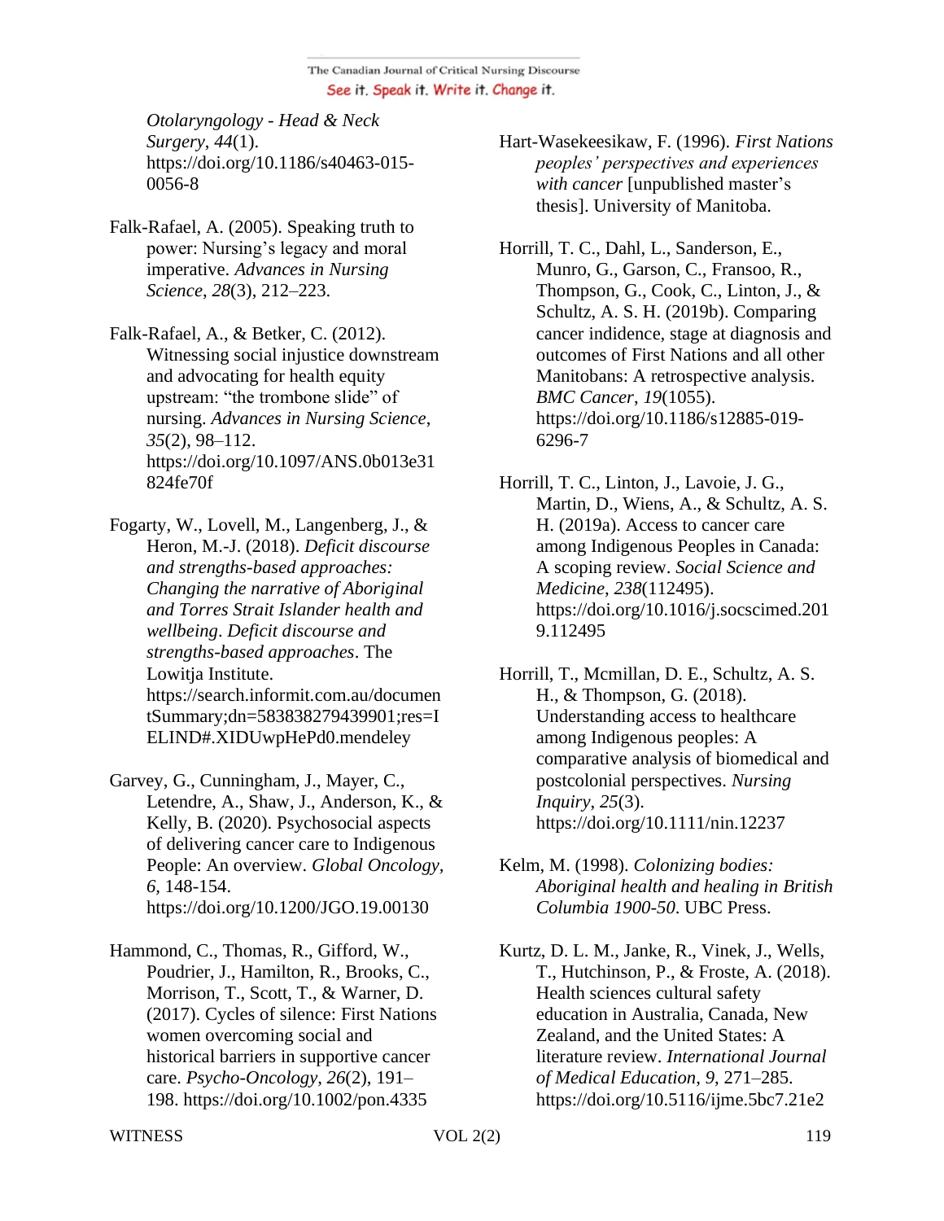*Otolaryngology - Head & Neck Surgery*, *44*(1). https://doi.org/10.1186/s40463-015-0056-8

Falk-Rafael, A. (2005). Speaking truth to power: Nursing's legacy and moral imperative. *Advances in Nursing Science*, *28*(3), 212–223.

Falk-Rafael, A., & Betker, C. (2012). Witnessing social injustice downstream and advocating for health equity upstream: "the trombone slide" of nursing. *Advances in Nursing Science*, *35*(2), 98–112. https://doi.org/10.1097/ANS.0b013e31824fe70f

Fogarty, W., Lovell, M., Langenberg, J., & Heron, M.-J. (2018). *Deficit discourse and strengths-based approaches: Changing the narrative of Aboriginal and Torres Strait Islander health and wellbeing*. *Deficit discourse and strengths-based approaches*. The Lowitja Institute. https://search.informit.com.au/documentSummary;dn=583838279439901;res=IELIND#.XIDUwpHePd0.mendeley

Garvey, G., Cunningham, J., Mayer, C., Letendre, A., Shaw, J., Anderson, K., & Kelly, B. (2020). Psychosocial aspects of delivering cancer care to Indigenous People: An overview. *Global Oncology*, *6*, 148-154. https://doi.org/10.1200/JGO.19.00130

Hammond, C., Thomas, R., Gifford, W., Poudrier, J., Hamilton, R., Brooks, C., Morrison, T., Scott, T., & Warner, D. (2017). Cycles of silence: First Nations women overcoming social and historical barriers in supportive cancer care. *Psycho-Oncology*, *26*(2), 191–198. https://doi.org/10.1002/pon.4335

Hart-Wasekeesikaw, F. (1996). *First Nations peoples' perspectives and experiences with cancer* [unpublished master's thesis]. University of Manitoba.

Horrill, T. C., Dahl, L., Sanderson, E., Munro, G., Garson, C., Fransoo, R., Thompson, G., Cook, C., Linton, J., & Schultz, A. S. H. (2019b). Comparing cancer indidence, stage at diagnosis and outcomes of First Nations and all other Manitobans: A retrospective analysis. *BMC Cancer*, *19*(1055). https://doi.org/10.1186/s12885-019-6296-7

Horrill, T. C., Linton, J., Lavoie, J. G., Martin, D., Wiens, A., & Schultz, A. S. H. (2019a). Access to cancer care among Indigenous Peoples in Canada: A scoping review. *Social Science and Medicine*, *238*(112495). https://doi.org/10.1016/j.socscimed.2019.112495

Horrill, T., Mcmillan, D. E., Schultz, A. S. H., & Thompson, G. (2018). Understanding access to healthcare among Indigenous peoples: A comparative analysis of biomedical and postcolonial perspectives. *Nursing Inquiry*, *25*(3). https://doi.org/10.1111/nin.12237

Kelm, M. (1998). *Colonizing bodies: Aboriginal health and healing in British Columbia 1900-50*. UBC Press.

Kurtz, D. L. M., Janke, R., Vinek, J., Wells, T., Hutchinson, P., & Froste, A. (2018). Health sciences cultural safety education in Australia, Canada, New Zealand, and the United States: A literature review. *International Journal of Medical Education*, *9*, 271–285. https://doi.org/10.5116/ijme.5bc7.21e2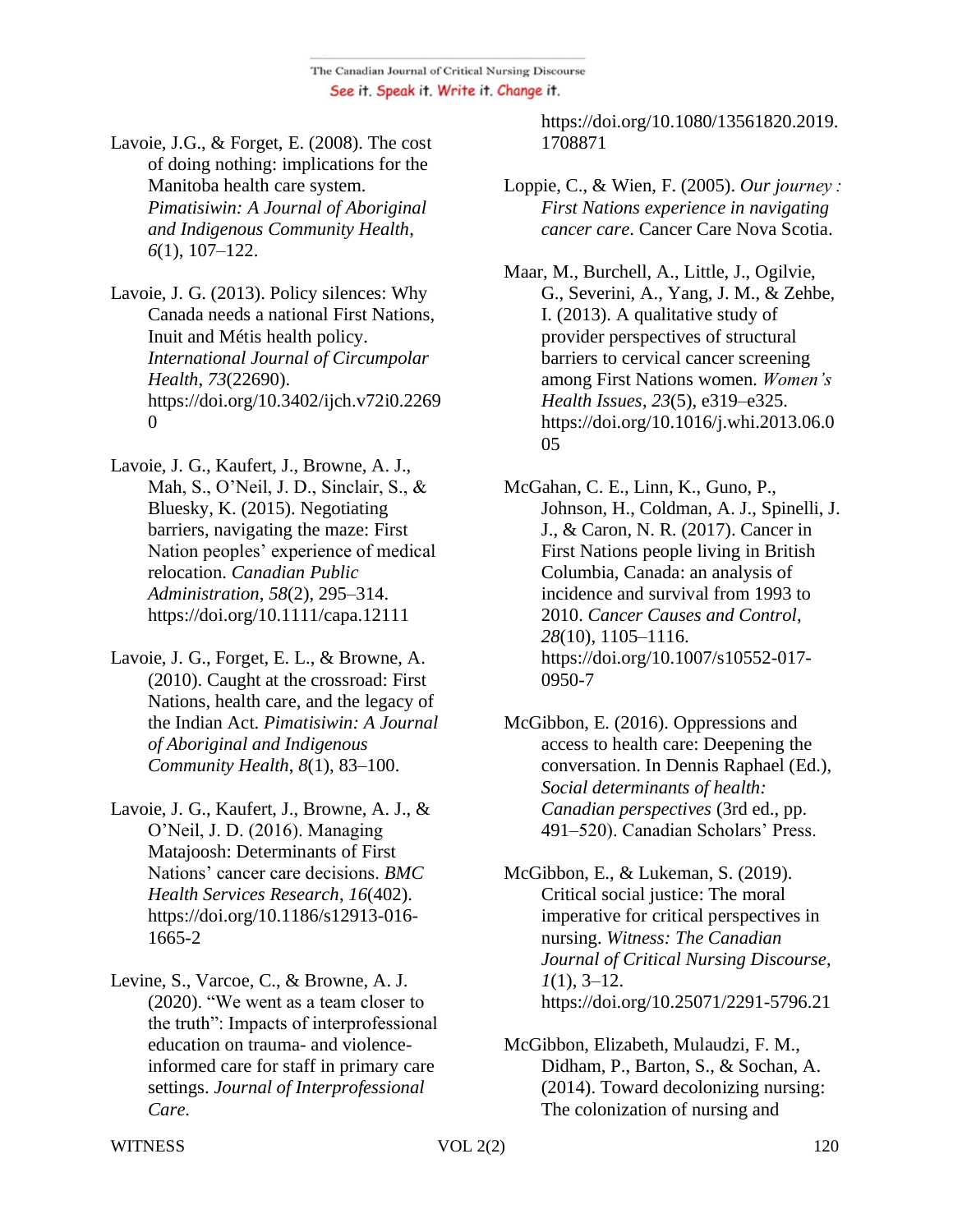Lavoie, J.G., & Forget, E. (2008). The cost of doing nothing: implications for the Manitoba health care system. *Pimatisiwin: A Journal of Aboriginal and Indigenous Community Health*, *6*(1), 107–122.

Lavoie, J. G. (2013). Policy silences: Why Canada needs a national First Nations, Inuit and Métis health policy. *International Journal of Circumpolar Health*, *73*(22690). https://doi.org/10.3402/ijch.v72i0.22690

Lavoie, J. G., Kaufert, J., Browne, A. J., Mah, S., O'Neil, J. D., Sinclair, S., & Bluesky, K. (2015). Negotiating barriers, navigating the maze: First Nation peoples' experience of medical relocation. *Canadian Public Administration*, *58*(2), 295–314. https://doi.org/10.1111/capa.12111

Lavoie, J. G., Forget, E. L., & Browne, A. (2010). Caught at the crossroad: First Nations, health care, and the legacy of the Indian Act. *Pimatisiwin: A Journal of Aboriginal and Indigenous Community Health*, *8*(1), 83–100.

Lavoie, J. G., Kaufert, J., Browne, A. J., & O'Neil, J. D. (2016). Managing Matajoosh: Determinants of First Nations' cancer care decisions. *BMC Health Services Research*, *16*(402). https://doi.org/10.1186/s12913-016-1665-2

Levine, S., Varcoe, C., & Browne, A. J. (2020). "We went as a team closer to the truth": Impacts of interprofessional education on trauma- and violence-informed care for staff in primary care settings. *Journal of Interprofessional Care*. https://doi.org/10.1080/13561820.2019.1708871

Loppie, C., & Wien, F. (2005). *Our journey : First Nations experience in navigating cancer care*. Cancer Care Nova Scotia.

Maar, M., Burchell, A., Little, J., Ogilvie, G., Severini, A., Yang, J. M., & Zehbe, I. (2013). A qualitative study of provider perspectives of structural barriers to cervical cancer screening among First Nations women. *Women's Health Issues*, *23*(5), e319–e325. https://doi.org/10.1016/j.whi.2013.06.005

McGahan, C. E., Linn, K., Guno, P., Johnson, H., Coldman, A. J., Spinelli, J. J., & Caron, N. R. (2017). Cancer in First Nations people living in British Columbia, Canada: an analysis of incidence and survival from 1993 to 2010. *Cancer Causes and Control*, *28*(10), 1105–1116. https://doi.org/10.1007/s10552-017-0950-7

McGibbon, E. (2016). Oppressions and access to health care: Deepening the conversation. In Dennis Raphael (Ed.), *Social determinants of health: Canadian perspectives* (3rd ed., pp. 491–520). Canadian Scholars' Press.

McGibbon, E., & Lukeman, S. (2019). Critical social justice: The moral imperative for critical perspectives in nursing. *Witness: The Canadian Journal of Critical Nursing Discourse*, *1*(1), 3–12. https://doi.org/10.25071/2291-5796.21

McGibbon, Elizabeth, Mulaudzi, F. M., Didham, P., Barton, S., & Sochan, A. (2014). Toward decolonizing nursing: The colonization of nursing and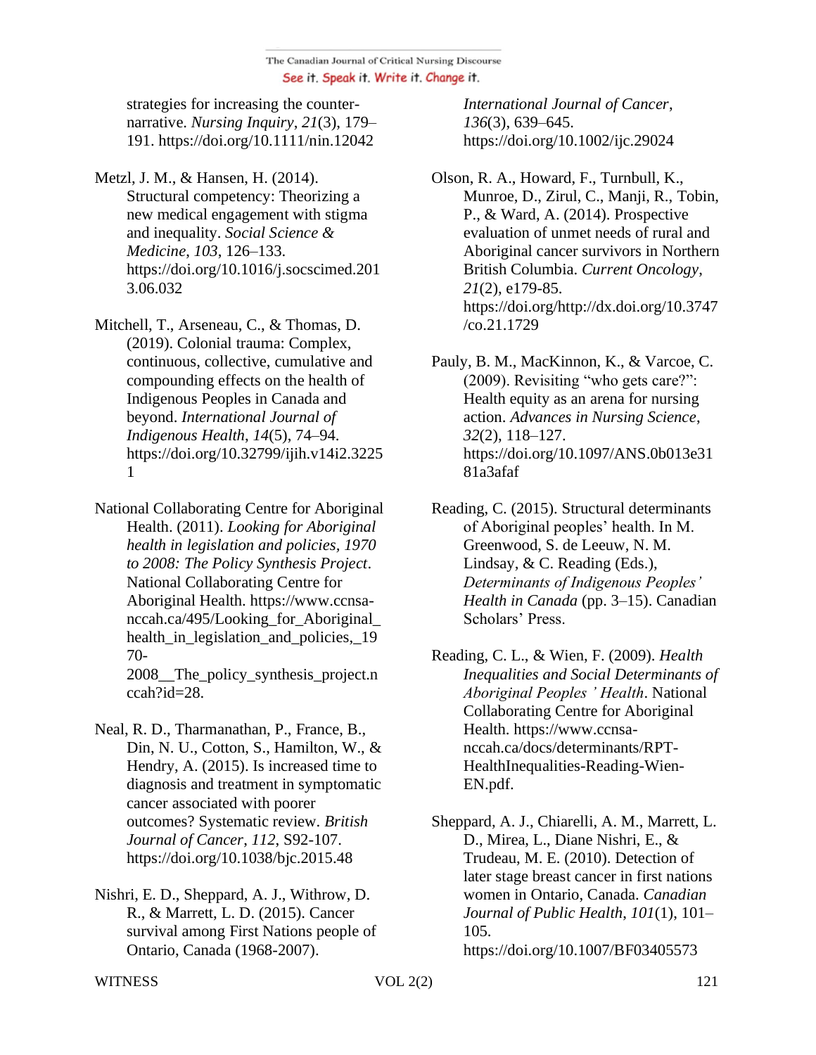strategies for increasing the counter-narrative. *Nursing Inquiry*, *21*(3), 179–191. https://doi.org/10.1111/nin.12042

Metzl, J. M., & Hansen, H. (2014). Structural competency: Theorizing a new medical engagement with stigma and inequality. *Social Science & Medicine*, *103*, 126–133. https://doi.org/10.1016/j.socscimed.2013.06.032

Mitchell, T., Arseneau, C., & Thomas, D. (2019). Colonial trauma: Complex, continuous, collective, cumulative and compounding effects on the health of Indigenous Peoples in Canada and beyond. *International Journal of Indigenous Health*, *14*(5), 74–94. https://doi.org/10.32799/ijih.v14i2.32251

National Collaborating Centre for Aboriginal Health. (2011). *Looking for Aboriginal health in legislation and policies, 1970 to 2008: The Policy Synthesis Project*. National Collaborating Centre for Aboriginal Health. https://www.ccnsa-nccah.ca/495/Looking_for_Aboriginal_health_in_legislation_and_policies,_1970-2008__The_policy_synthesis_project.nccah?id=28.

Neal, R. D., Tharmanathan, P., France, B., Din, N. U., Cotton, S., Hamilton, W., & Hendry, A. (2015). Is increased time to diagnosis and treatment in symptomatic cancer associated with poorer outcomes? Systematic review. *British Journal of Cancer*, *112*, S92-107. https://doi.org/10.1038/bjc.2015.48

Nishri, E. D., Sheppard, A. J., Withrow, D. R., & Marrett, L. D. (2015). Cancer survival among First Nations people of Ontario, Canada (1968-2007). *International Journal of Cancer*, *136*(3), 639–645. https://doi.org/10.1002/ijc.29024

Olson, R. A., Howard, F., Turnbull, K., Munroe, D., Zirul, C., Manji, R., Tobin, P., & Ward, A. (2014). Prospective evaluation of unmet needs of rural and Aboriginal cancer survivors in Northern British Columbia. *Current Oncology*, *21*(2), e179-85. https://doi.org/http://dx.doi.org/10.3747/co.21.1729

Pauly, B. M., MacKinnon, K., & Varcoe, C. (2009). Revisiting "who gets care?": Health equity as an arena for nursing action. *Advances in Nursing Science*, *32*(2), 118–127. https://doi.org/10.1097/ANS.0b013e3181a3afaf

Reading, C. (2015). Structural determinants of Aboriginal peoples' health. In M. Greenwood, S. de Leeuw, N. M. Lindsay, & C. Reading (Eds.), *Determinants of Indigenous Peoples' Health in Canada* (pp. 3–15). Canadian Scholars' Press.

Reading, C. L., & Wien, F. (2009). *Health Inequalities and Social Determinants of Aboriginal Peoples ' Health*. National Collaborating Centre for Aboriginal Health. https://www.ccnsa-nccah.ca/docs/determinants/RPT-HealthInequalities-Reading-Wien-EN.pdf.

Sheppard, A. J., Chiarelli, A. M., Marrett, L. D., Mirea, L., Diane Nishri, E., & Trudeau, M. E. (2010). Detection of later stage breast cancer in first nations women in Ontario, Canada. *Canadian Journal of Public Health*, *101*(1), 101–105. https://doi.org/10.1007/BF03405573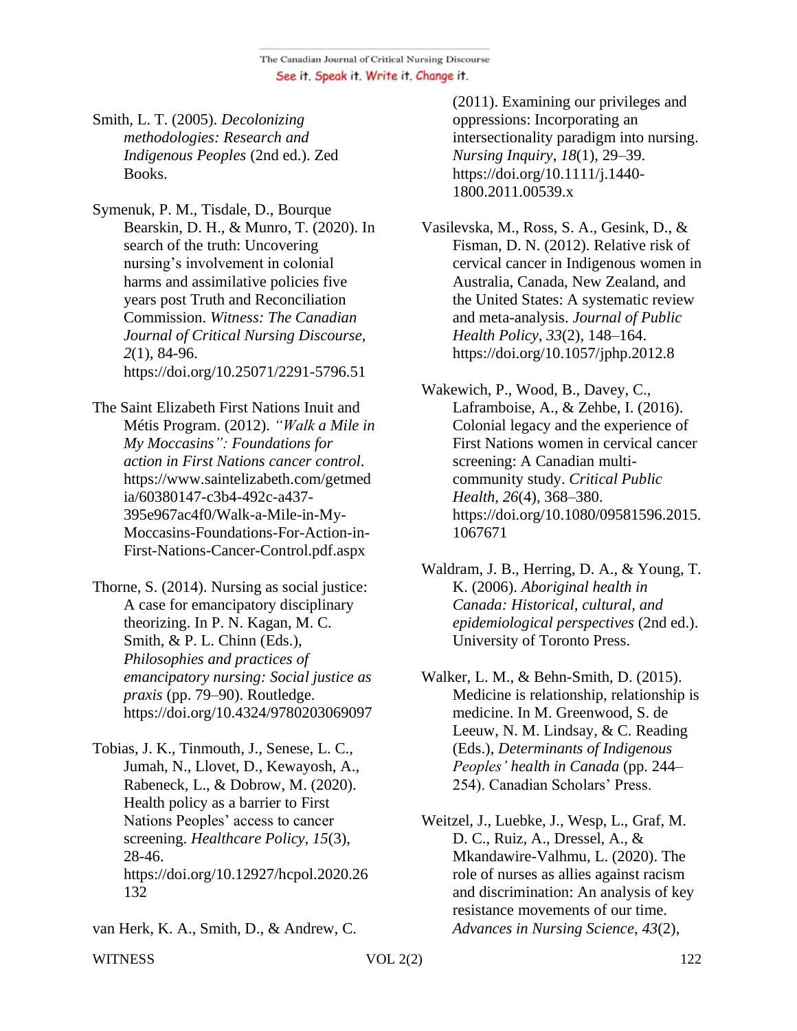Smith, L. T. (2005). *Decolonizing methodologies: Research and Indigenous Peoples* (2nd ed.). Zed Books.

Symenuk, P. M., Tisdale, D., Bourque Bearskin, D. H., & Munro, T. (2020). In search of the truth: Uncovering nursing's involvement in colonial harms and assimilative policies five years post Truth and Reconciliation Commission. *Witness: The Canadian Journal of Critical Nursing Discourse, 2*(1), 84-96. https://doi.org/10.25071/2291-5796.51

The Saint Elizabeth First Nations Inuit and Métis Program. (2012). *"Walk a Mile in My Moccasins": Foundations for action in First Nations cancer control*. https://www.saintelizabeth.com/getmedia/60380147-c3b4-492c-a437-395e967ac4f0/Walk-a-Mile-in-My-Moccasins-Foundations-For-Action-in-First-Nations-Cancer-Control.pdf.aspx

Thorne, S. (2014). Nursing as social justice: A case for emancipatory disciplinary theorizing. In P. N. Kagan, M. C. Smith, & P. L. Chinn (Eds.), *Philosophies and practices of emancipatory nursing: Social justice as praxis* (pp. 79–90). Routledge. https://doi.org/10.4324/9780203069097

Tobias, J. K., Tinmouth, J., Senese, L. C., Jumah, N., Llovet, D., Kewayosh, A., Rabeneck, L., & Dobrow, M. (2020). Health policy as a barrier to First Nations Peoples' access to cancer screening. *Healthcare Policy, 15*(3), 28-46. https://doi.org/10.12927/hcpol.2020.26132

van Herk, K. A., Smith, D., & Andrew, C. (2011). Examining our privileges and oppressions: Incorporating an intersectionality paradigm into nursing. *Nursing Inquiry*, *18*(1), 29–39. https://doi.org/10.1111/j.1440-1800.2011.00539.x

Vasilevska, M., Ross, S. A., Gesink, D., & Fisman, D. N. (2012). Relative risk of cervical cancer in Indigenous women in Australia, Canada, New Zealand, and the United States: A systematic review and meta-analysis. *Journal of Public Health Policy*, *33*(2), 148–164. https://doi.org/10.1057/jphp.2012.8

Wakewich, P., Wood, B., Davey, C., Laframboise, A., & Zehbe, I. (2016). Colonial legacy and the experience of First Nations women in cervical cancer screening: A Canadian multi-community study. *Critical Public Health*, *26*(4), 368–380. https://doi.org/10.1080/09581596.2015.1067671

Waldram, J. B., Herring, D. A., & Young, T. K. (2006). *Aboriginal health in Canada: Historical, cultural, and epidemiological perspectives* (2nd ed.). University of Toronto Press.

Walker, L. M., & Behn-Smith, D. (2015). Medicine is relationship, relationship is medicine. In M. Greenwood, S. de Leeuw, N. M. Lindsay, & C. Reading (Eds.), *Determinants of Indigenous Peoples' health in Canada* (pp. 244–254). Canadian Scholars' Press.

Weitzel, J., Luebke, J., Wesp, L., Graf, M. D. C., Ruiz, A., Dressel, A., & Mkandawire-Valhmu, L. (2020). The role of nurses as allies against racism and discrimination: An analysis of key resistance movements of our time. *Advances in Nursing Science*, *43*(2),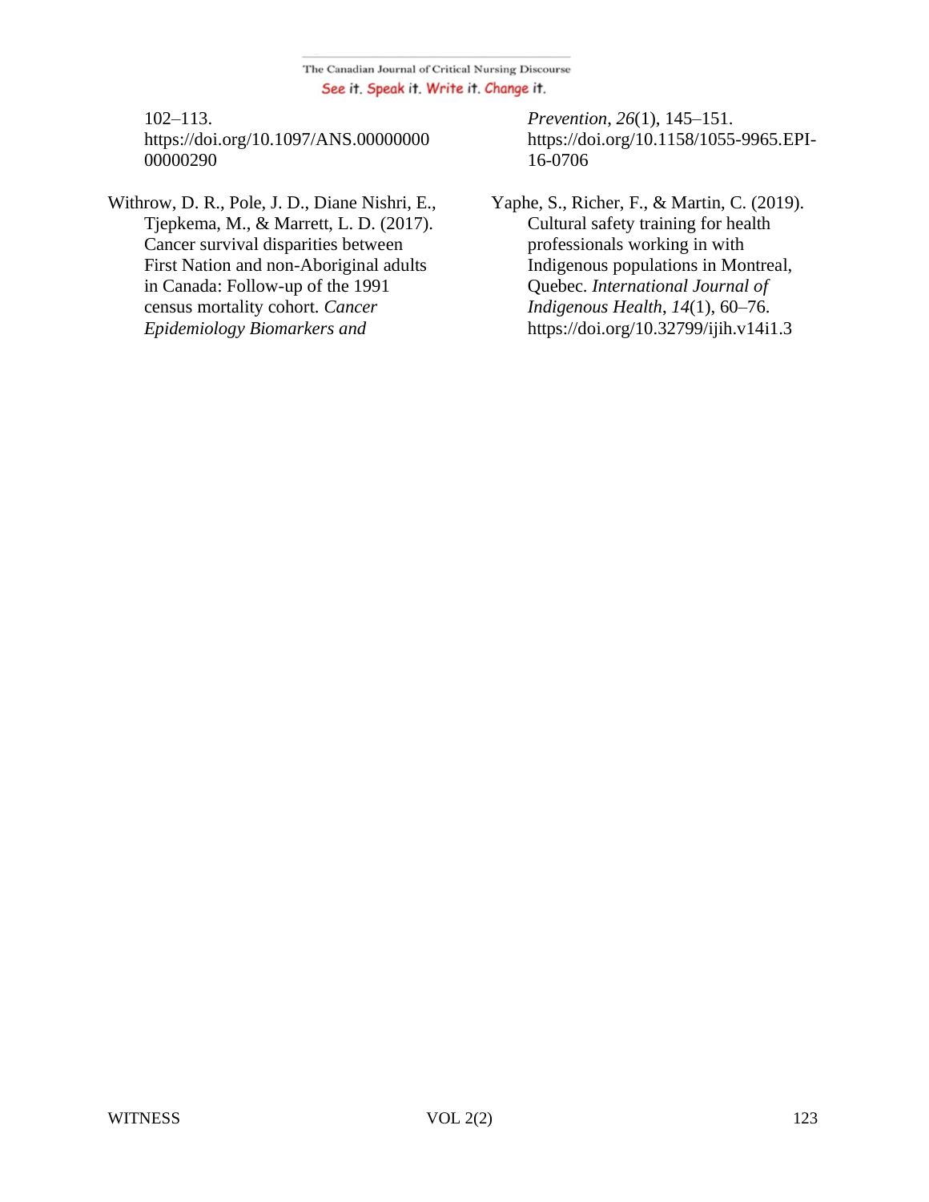102–113. https://doi.org/10.1097/ANS.0000000000000290

Withrow, D. R., Pole, J. D., Diane Nishri, E., Tjepkema, M., & Marrett, L. D. (2017). Cancer survival disparities between First Nation and non-Aboriginal adults in Canada: Follow-up of the 1991 census mortality cohort. *Cancer Epidemiology Biomarkers and Prevention*, *26*(1), 145–151. https://doi.org/10.1158/1055-9965.EPI-16-0706

Yaphe, S., Richer, F., & Martin, C. (2019). Cultural safety training for health professionals working in with Indigenous populations in Montreal, Quebec. *International Journal of Indigenous Health*, *14*(1), 60–76. https://doi.org/10.32799/ijih.v14i1.3